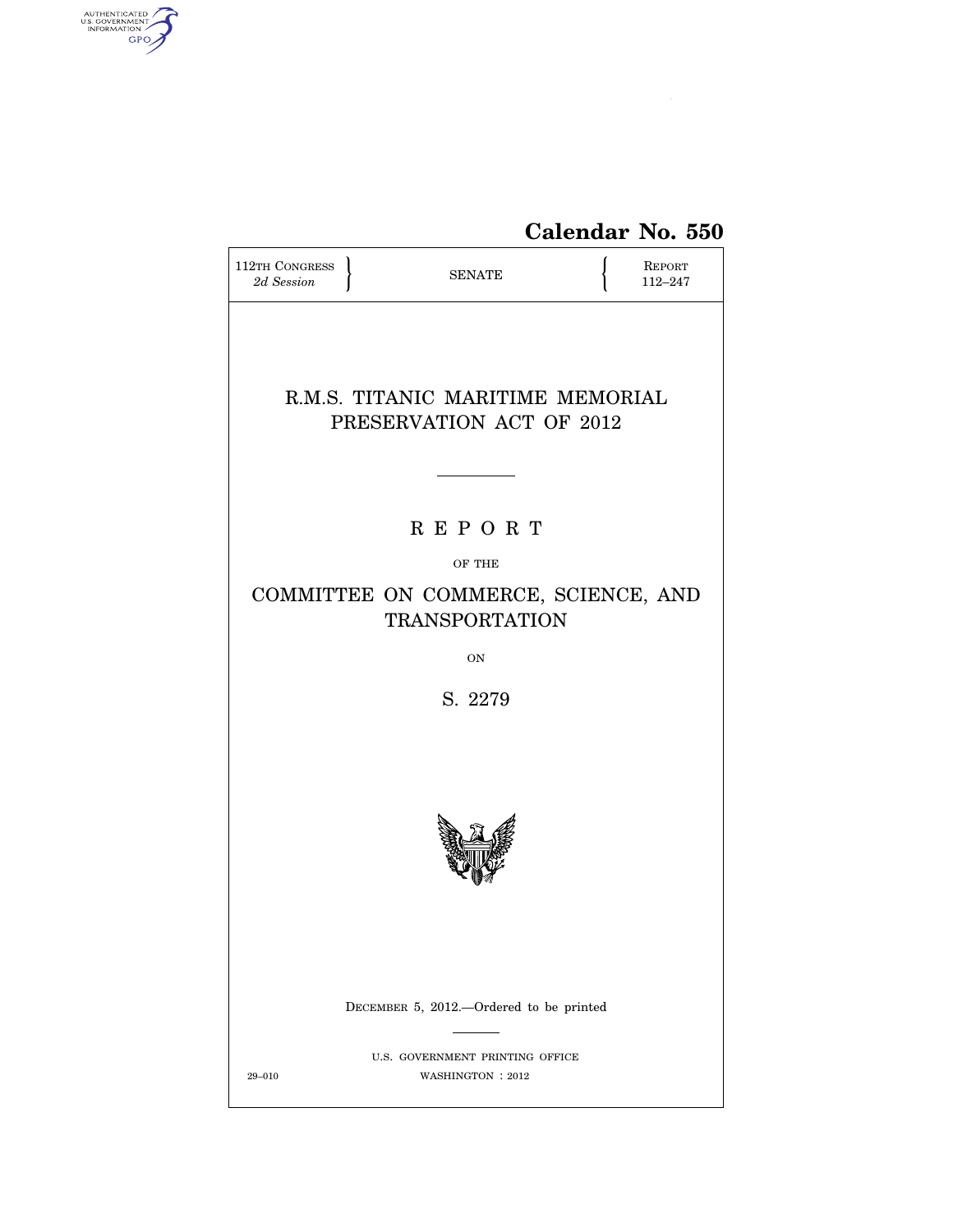Calendar No. 550

112TH CONGRESS
*2d Session*

SENATE

REPORT
112–247

# R.M.S. TITANIC MARITIME MEMORIAL PRESERVATION ACT OF 2012

## R E P O R T

OF THE

## COMMITTEE ON COMMERCE, SCIENCE, AND TRANSPORTATION

ON

## S. 2279

DECEMBER 5, 2012.—Ordered to be printed

U.S. GOVERNMENT PRINTING OFFICE

29–010 WASHINGTON : 2012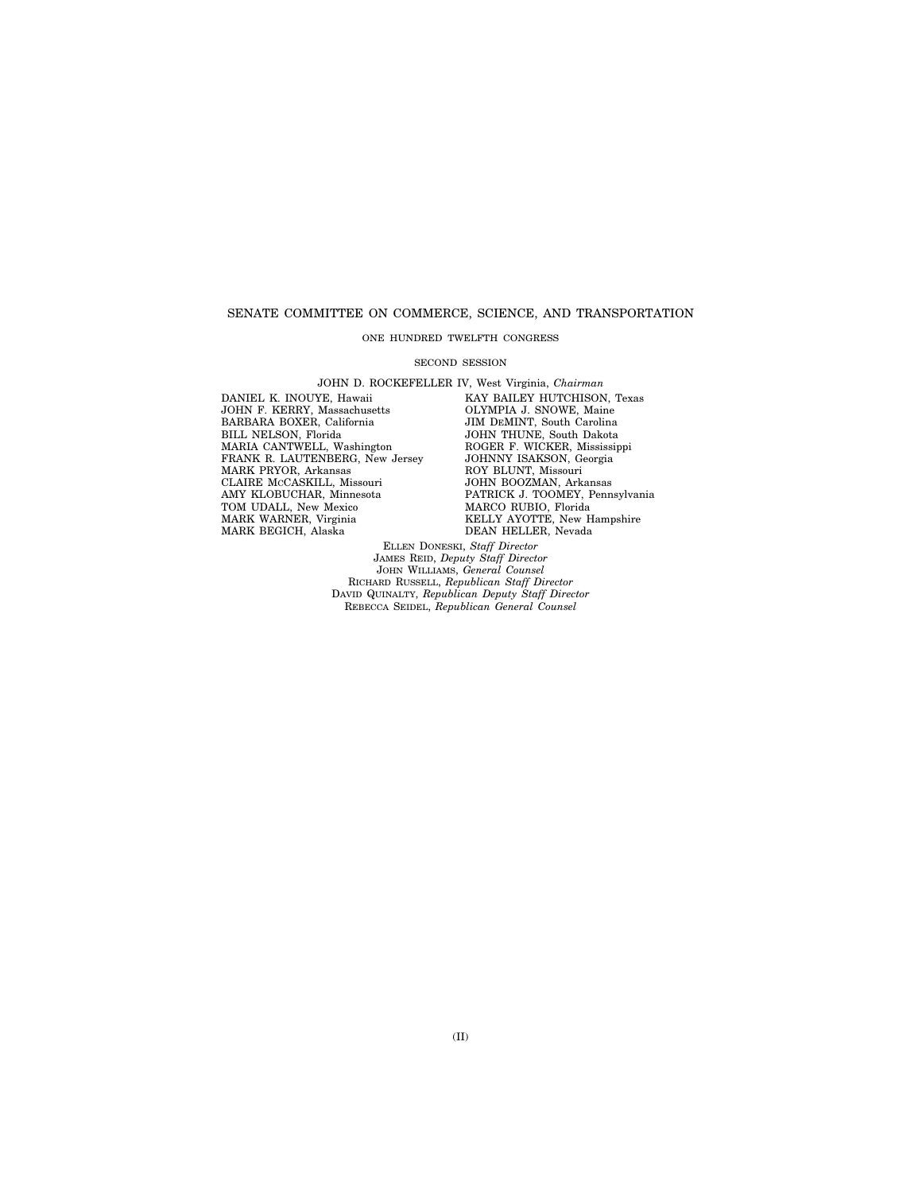SENATE COMMITTEE ON COMMERCE, SCIENCE, AND TRANSPORTATION

ONE HUNDRED TWELFTH CONGRESS

SECOND SESSION

JOHN D. ROCKEFELLER IV, West Virginia, *Chairman*

DANIEL K. INOUYE, Hawaii
JOHN F. KERRY, Massachusetts
BARBARA BOXER, California
BILL NELSON, Florida
MARIA CANTWELL, Washington
FRANK R. LAUTENBERG, New Jersey
MARK PRYOR, Arkansas
CLAIRE McCASKILL, Missouri
AMY KLOBUCHAR, Minnesota
TOM UDALL, New Mexico
MARK WARNER, Virginia
MARK BEGICH, Alaska

KAY BAILEY HUTCHISON, Texas
OLYMPIA J. SNOWE, Maine
JIM DeMINT, South Carolina
JOHN THUNE, South Dakota
ROGER F. WICKER, Mississippi
JOHNNY ISAKSON, Georgia
ROY BLUNT, Missouri
JOHN BOOZMAN, Arkansas
PATRICK J. TOOMEY, Pennsylvania
MARCO RUBIO, Florida
KELLY AYOTTE, New Hampshire
DEAN HELLER, Nevada

ELLEN DONESKI, *Staff Director*
JAMES REID, *Deputy Staff Director*
JOHN WILLIAMS, *General Counsel*
RICHARD RUSSELL, *Republican Staff Director*
DAVID QUINALTY, *Republican Deputy Staff Director*
REBECCA SEIDEL, *Republican General Counsel*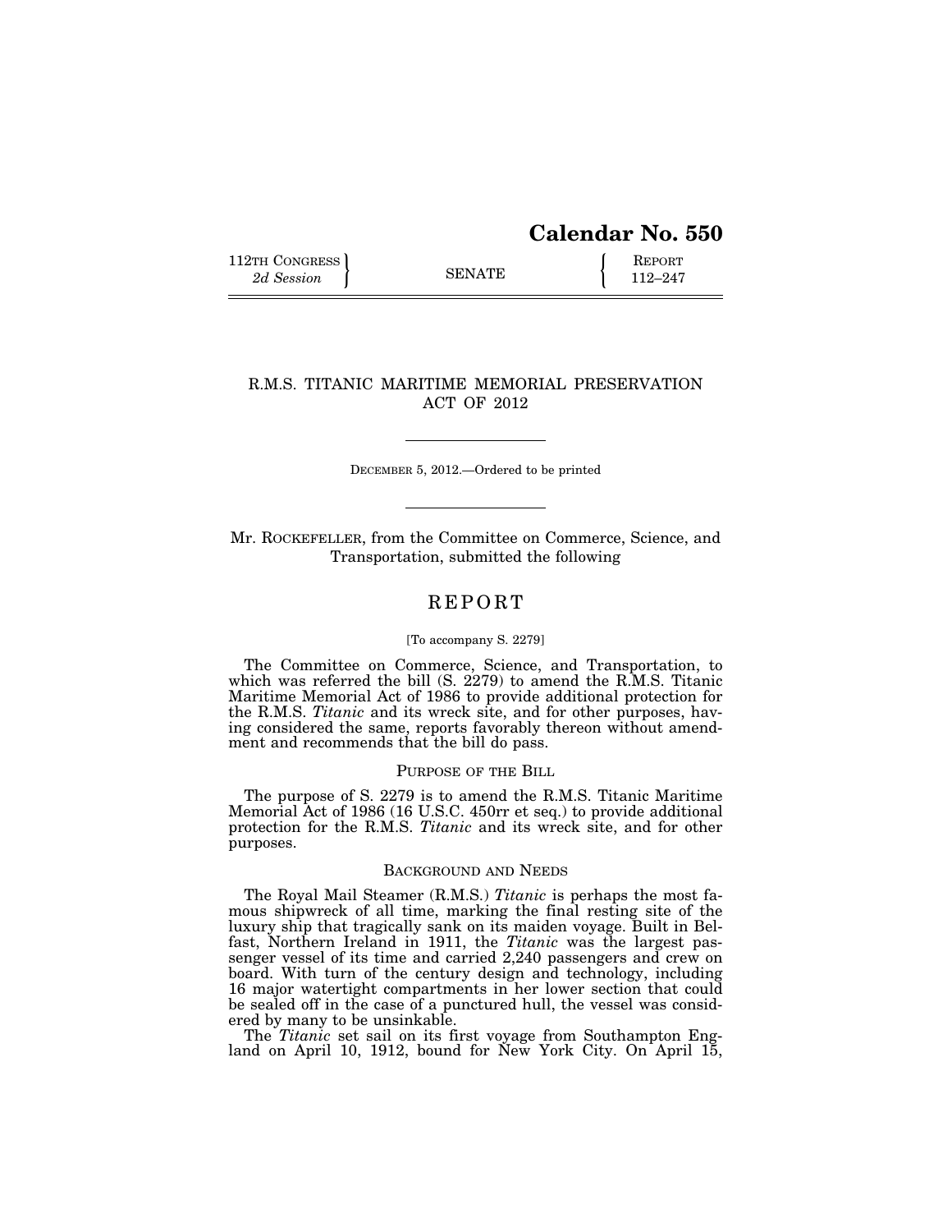# Calendar No. 550

112TH CONGRESS
*2d Session*

SENATE

REPORT
112–247

## R.M.S. TITANIC MARITIME MEMORIAL PRESERVATION ACT OF 2012

DECEMBER 5, 2012.—Ordered to be printed

Mr. ROCKEFELLER, from the Committee on Commerce, Science, and Transportation, submitted the following

## REPORT

[To accompany S. 2279]

The Committee on Commerce, Science, and Transportation, to which was referred the bill (S. 2279) to amend the R.M.S. Titanic Maritime Memorial Act of 1986 to provide additional protection for the R.M.S. *Titanic* and its wreck site, and for other purposes, having considered the same, reports favorably thereon without amendment and recommends that the bill do pass.

### PURPOSE OF THE BILL

The purpose of S. 2279 is to amend the R.M.S. Titanic Maritime Memorial Act of 1986 (16 U.S.C. 450rr et seq.) to provide additional protection for the R.M.S. *Titanic* and its wreck site, and for other purposes.

### BACKGROUND AND NEEDS

The Royal Mail Steamer (R.M.S.) *Titanic* is perhaps the most famous shipwreck of all time, marking the final resting site of the luxury ship that tragically sank on its maiden voyage. Built in Belfast, Northern Ireland in 1911, the *Titanic* was the largest passenger vessel of its time and carried 2,240 passengers and crew on board. With turn of the century design and technology, including 16 major watertight compartments in her lower section that could be sealed off in the case of a punctured hull, the vessel was considered by many to be unsinkable.

The *Titanic* set sail on its first voyage from Southampton England on April 10, 1912, bound for New York City. On April 15,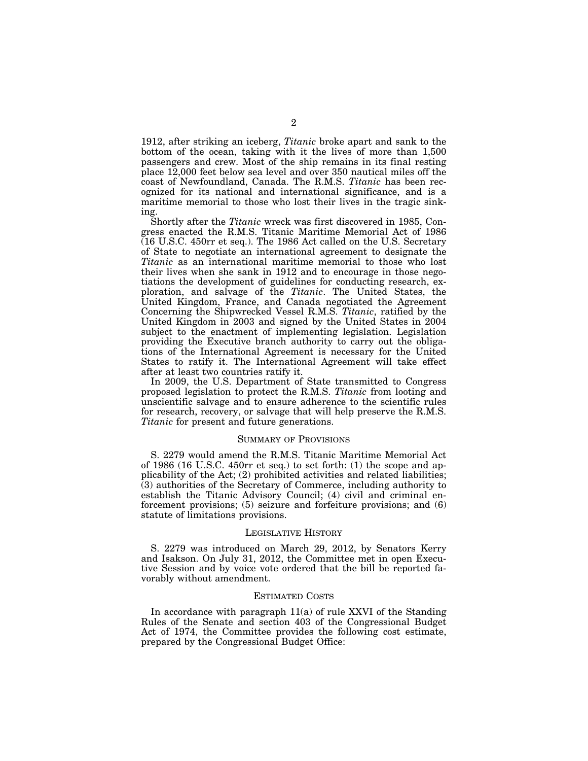1912, after striking an iceberg, *Titanic* broke apart and sank to the bottom of the ocean, taking with it the lives of more than 1,500 passengers and crew. Most of the ship remains in its final resting place 12,000 feet below sea level and over 350 nautical miles off the coast of Newfoundland, Canada. The R.M.S. *Titanic* has been recognized for its national and international significance, and is a maritime memorial to those who lost their lives in the tragic sinking.

Shortly after the *Titanic* wreck was first discovered in 1985, Congress enacted the R.M.S. Titanic Maritime Memorial Act of 1986 (16 U.S.C. 450rr et seq.). The 1986 Act called on the U.S. Secretary of State to negotiate an international agreement to designate the *Titanic* as an international maritime memorial to those who lost their lives when she sank in 1912 and to encourage in those negotiations the development of guidelines for conducting research, exploration, and salvage of the *Titanic*. The United States, the United Kingdom, France, and Canada negotiated the Agreement Concerning the Shipwrecked Vessel R.M.S. *Titanic*, ratified by the United Kingdom in 2003 and signed by the United States in 2004 subject to the enactment of implementing legislation. Legislation providing the Executive branch authority to carry out the obligations of the International Agreement is necessary for the United States to ratify it. The International Agreement will take effect after at least two countries ratify it.

In 2009, the U.S. Department of State transmitted to Congress proposed legislation to protect the R.M.S. *Titanic* from looting and unscientific salvage and to ensure adherence to the scientific rules for research, recovery, or salvage that will help preserve the R.M.S. *Titanic* for present and future generations.

## SUMMARY OF PROVISIONS

S. 2279 would amend the R.M.S. Titanic Maritime Memorial Act of 1986 (16 U.S.C. 450rr et seq.) to set forth: (1) the scope and applicability of the Act; (2) prohibited activities and related liabilities; (3) authorities of the Secretary of Commerce, including authority to establish the Titanic Advisory Council; (4) civil and criminal enforcement provisions; (5) seizure and forfeiture provisions; and (6) statute of limitations provisions.

## LEGISLATIVE HISTORY

S. 2279 was introduced on March 29, 2012, by Senators Kerry and Isakson. On July 31, 2012, the Committee met in open Executive Session and by voice vote ordered that the bill be reported favorably without amendment.

## ESTIMATED COSTS

In accordance with paragraph 11(a) of rule XXVI of the Standing Rules of the Senate and section 403 of the Congressional Budget Act of 1974, the Committee provides the following cost estimate, prepared by the Congressional Budget Office: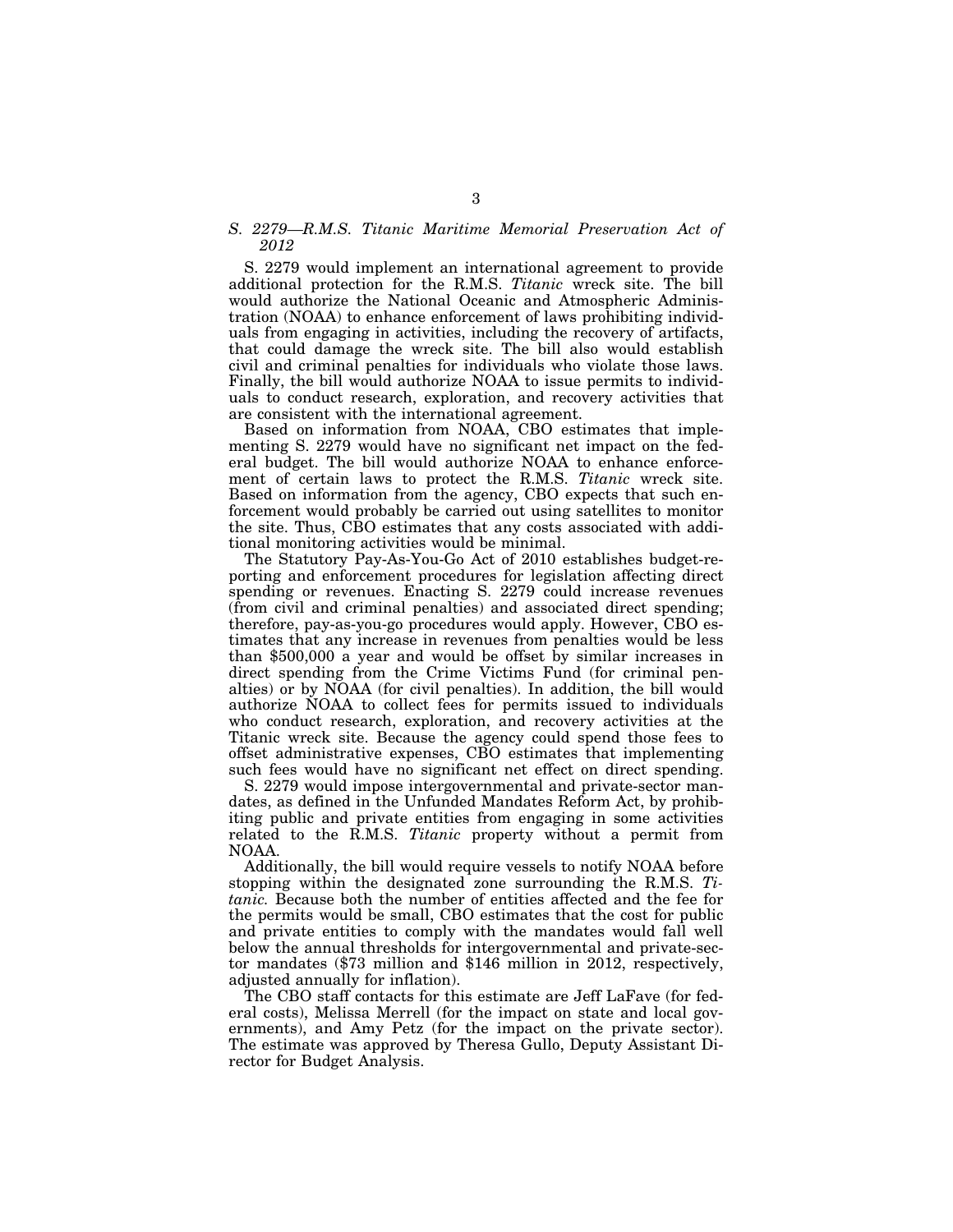### *S. 2279—R.M.S. Titanic Maritime Memorial Preservation Act of 2012*

S. 2279 would implement an international agreement to provide additional protection for the R.M.S. *Titanic* wreck site. The bill would authorize the National Oceanic and Atmospheric Administration (NOAA) to enhance enforcement of laws prohibiting individuals from engaging in activities, including the recovery of artifacts, that could damage the wreck site. The bill also would establish civil and criminal penalties for individuals who violate those laws. Finally, the bill would authorize NOAA to issue permits to individuals to conduct research, exploration, and recovery activities that are consistent with the international agreement.

Based on information from NOAA, CBO estimates that implementing S. 2279 would have no significant net impact on the federal budget. The bill would authorize NOAA to enhance enforcement of certain laws to protect the R.M.S. *Titanic* wreck site. Based on information from the agency, CBO expects that such enforcement would probably be carried out using satellites to monitor the site. Thus, CBO estimates that any costs associated with additional monitoring activities would be minimal.

The Statutory Pay-As-You-Go Act of 2010 establishes budget-reporting and enforcement procedures for legislation affecting direct spending or revenues. Enacting S. 2279 could increase revenues (from civil and criminal penalties) and associated direct spending; therefore, pay-as-you-go procedures would apply. However, CBO estimates that any increase in revenues from penalties would be less than $500,000 a year and would be offset by similar increases in direct spending from the Crime Victims Fund (for criminal penalties) or by NOAA (for civil penalties). In addition, the bill would authorize NOAA to collect fees for permits issued to individuals who conduct research, exploration, and recovery activities at the Titanic wreck site. Because the agency could spend those fees to offset administrative expenses, CBO estimates that implementing such fees would have no significant net effect on direct spending.

S. 2279 would impose intergovernmental and private-sector mandates, as defined in the Unfunded Mandates Reform Act, by prohibiting public and private entities from engaging in some activities related to the R.M.S. *Titanic* property without a permit from NOAA.

Additionally, the bill would require vessels to notify NOAA before stopping within the designated zone surrounding the R.M.S. *Titanic.* Because both the number of entities affected and the fee for the permits would be small, CBO estimates that the cost for public and private entities to comply with the mandates would fall well below the annual thresholds for intergovernmental and private-sector mandates ($73 million and $146 million in 2012, respectively, adjusted annually for inflation).

The CBO staff contacts for this estimate are Jeff LaFave (for federal costs), Melissa Merrell (for the impact on state and local governments), and Amy Petz (for the impact on the private sector). The estimate was approved by Theresa Gullo, Deputy Assistant Director for Budget Analysis.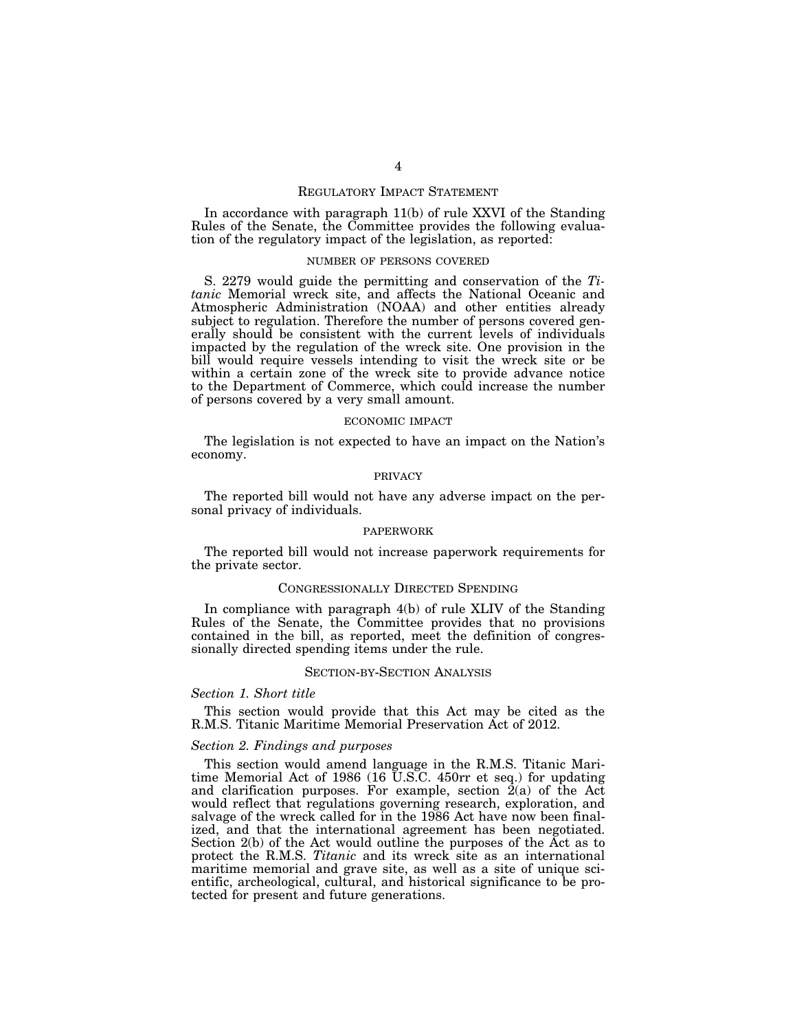## REGULATORY IMPACT STATEMENT

In accordance with paragraph 11(b) of rule XXVI of the Standing Rules of the Senate, the Committee provides the following evaluation of the regulatory impact of the legislation, as reported:

### NUMBER OF PERSONS COVERED

S. 2279 would guide the permitting and conservation of the *Titanic* Memorial wreck site, and affects the National Oceanic and Atmospheric Administration (NOAA) and other entities already subject to regulation. Therefore the number of persons covered generally should be consistent with the current levels of individuals impacted by the regulation of the wreck site. One provision in the bill would require vessels intending to visit the wreck site or be within a certain zone of the wreck site to provide advance notice to the Department of Commerce, which could increase the number of persons covered by a very small amount.

### ECONOMIC IMPACT

The legislation is not expected to have an impact on the Nation's economy.

### PRIVACY

The reported bill would not have any adverse impact on the personal privacy of individuals.

### PAPERWORK

The reported bill would not increase paperwork requirements for the private sector.

## CONGRESSIONALLY DIRECTED SPENDING

In compliance with paragraph 4(b) of rule XLIV of the Standing Rules of the Senate, the Committee provides that no provisions contained in the bill, as reported, meet the definition of congressionally directed spending items under the rule.

## SECTION-BY-SECTION ANALYSIS

*Section 1. Short title*

This section would provide that this Act may be cited as the R.M.S. Titanic Maritime Memorial Preservation Act of 2012.

*Section 2. Findings and purposes*

This section would amend language in the R.M.S. Titanic Maritime Memorial Act of 1986 (16 U.S.C. 450rr et seq.) for updating and clarification purposes. For example, section 2(a) of the Act would reflect that regulations governing research, exploration, and salvage of the wreck called for in the 1986 Act have now been finalized, and that the international agreement has been negotiated. Section 2(b) of the Act would outline the purposes of the Act as to protect the R.M.S. *Titanic* and its wreck site as an international maritime memorial and grave site, as well as a site of unique scientific, archeological, cultural, and historical significance to be protected for present and future generations.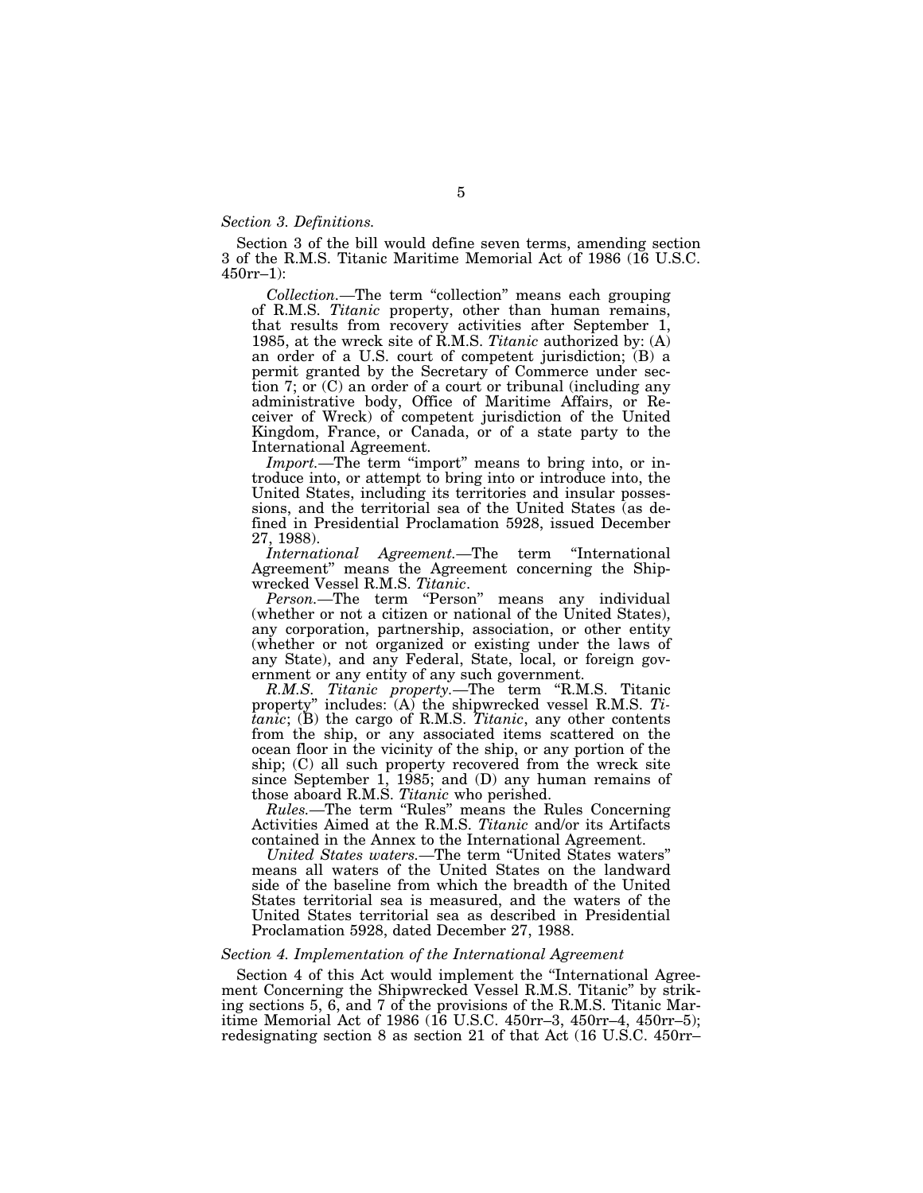*Section 3. Definitions.*

Section 3 of the bill would define seven terms, amending section 3 of the R.M.S. Titanic Maritime Memorial Act of 1986 (16 U.S.C. 450rr–1):

*Collection.*—The term "collection" means each grouping of R.M.S. *Titanic* property, other than human remains, that results from recovery activities after September 1, 1985, at the wreck site of R.M.S. *Titanic* authorized by: (A) an order of a U.S. court of competent jurisdiction; (B) a permit granted by the Secretary of Commerce under section 7; or (C) an order of a court or tribunal (including any administrative body, Office of Maritime Affairs, or Receiver of Wreck) of competent jurisdiction of the United Kingdom, France, or Canada, or of a state party to the International Agreement.

*Import.*—The term "import" means to bring into, or introduce into, or attempt to bring into or introduce into, the United States, including its territories and insular possessions, and the territorial sea of the United States (as defined in Presidential Proclamation 5928, issued December 27, 1988).

*International Agreement.*—The term "International Agreement" means the Agreement concerning the Shipwrecked Vessel R.M.S. *Titanic*.

*Person.*—The term "Person" means any individual (whether or not a citizen or national of the United States), any corporation, partnership, association, or other entity (whether or not organized or existing under the laws of any State), and any Federal, State, local, or foreign government or any entity of any such government.

*R.M.S. Titanic property.*—The term "R.M.S. Titanic property" includes: (A) the shipwrecked vessel R.M.S. *Titanic*; (B) the cargo of R.M.S. *Titanic*, any other contents from the ship, or any associated items scattered on the ocean floor in the vicinity of the ship, or any portion of the ship; (C) all such property recovered from the wreck site since September 1, 1985; and (D) any human remains of those aboard R.M.S. *Titanic* who perished.

*Rules.*—The term "Rules" means the Rules Concerning Activities Aimed at the R.M.S. *Titanic* and/or its Artifacts contained in the Annex to the International Agreement.

*United States waters.*—The term "United States waters" means all waters of the United States on the landward side of the baseline from which the breadth of the United States territorial sea is measured, and the waters of the United States territorial sea as described in Presidential Proclamation 5928, dated December 27, 1988.

*Section 4. Implementation of the International Agreement*

Section 4 of this Act would implement the "International Agreement Concerning the Shipwrecked Vessel R.M.S. Titanic" by striking sections 5, 6, and 7 of the provisions of the R.M.S. Titanic Maritime Memorial Act of 1986 (16 U.S.C. 450rr–3, 450rr–4, 450rr–5); redesignating section 8 as section 21 of that Act (16 U.S.C. 450rr–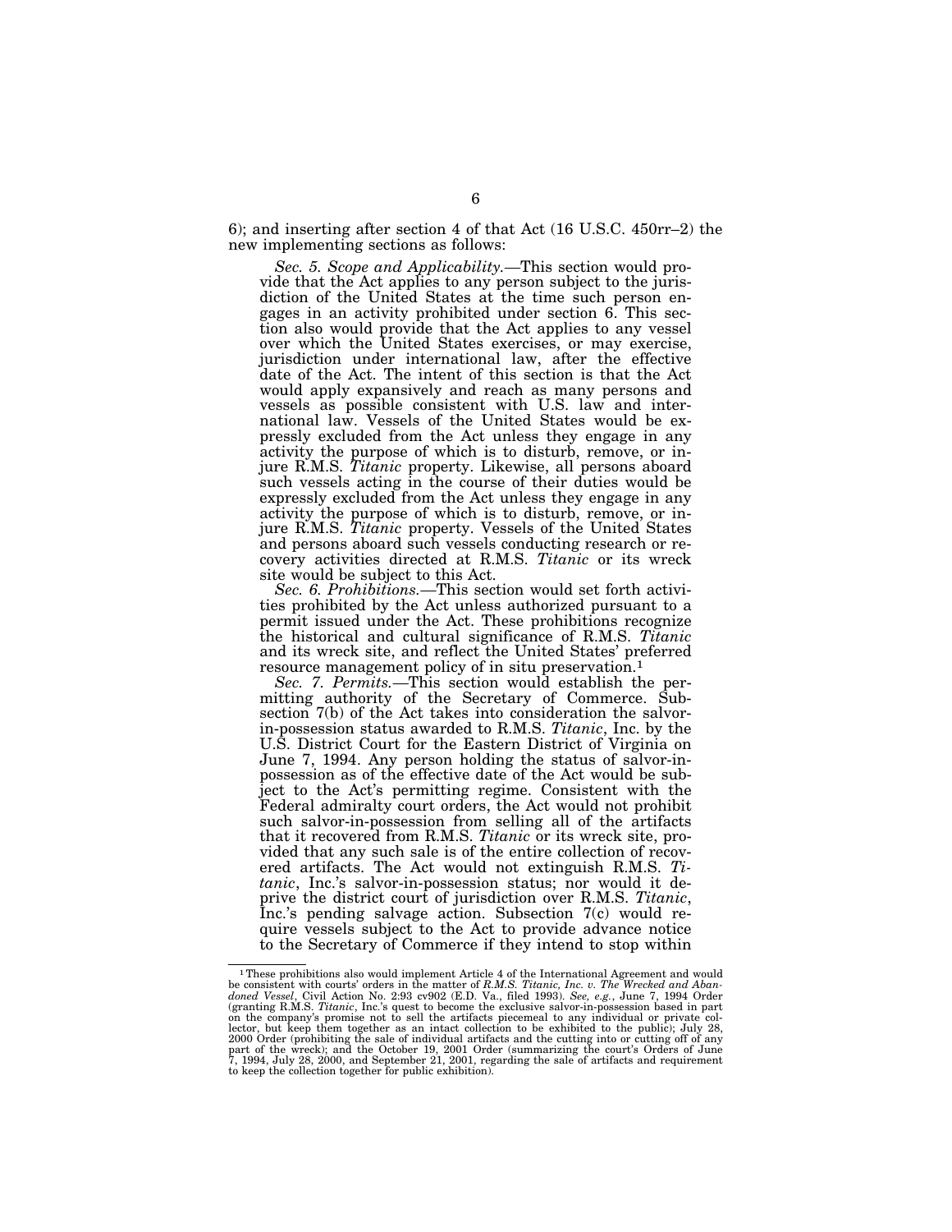6); and inserting after section 4 of that Act (16 U.S.C. 450rr–2) the new implementing sections as follows:

*Sec. 5. Scope and Applicability.*—This section would provide that the Act applies to any person subject to the jurisdiction of the United States at the time such person engages in an activity prohibited under section 6. This section also would provide that the Act applies to any vessel over which the United States exercises, or may exercise, jurisdiction under international law, after the effective date of the Act. The intent of this section is that the Act would apply expansively and reach as many persons and vessels as possible consistent with U.S. law and international law. Vessels of the United States would be expressly excluded from the Act unless they engage in any activity the purpose of which is to disturb, remove, or injure R.M.S. *Titanic* property. Likewise, all persons aboard such vessels acting in the course of their duties would be expressly excluded from the Act unless they engage in any activity the purpose of which is to disturb, remove, or injure R.M.S. *Titanic* property. Vessels of the United States and persons aboard such vessels conducting research or recovery activities directed at R.M.S. *Titanic* or its wreck site would be subject to this Act.

*Sec. 6. Prohibitions.*—This section would set forth activities prohibited by the Act unless authorized pursuant to a permit issued under the Act. These prohibitions recognize the historical and cultural significance of R.M.S. *Titanic* and its wreck site, and reflect the United States' preferred resource management policy of in situ preservation.[1]

*Sec. 7. Permits.*—This section would establish the permitting authority of the Secretary of Commerce. Subsection 7(b) of the Act takes into consideration the salvor-in-possession status awarded to R.M.S. *Titanic*, Inc. by the U.S. District Court for the Eastern District of Virginia on June 7, 1994. Any person holding the status of salvor-in-possession as of the effective date of the Act would be subject to the Act's permitting regime. Consistent with the Federal admiralty court orders, the Act would not prohibit such salvor-in-possession from selling all of the artifacts that it recovered from R.M.S. *Titanic* or its wreck site, provided that any such sale is of the entire collection of recovered artifacts. The Act would not extinguish R.M.S. *Titanic*, Inc.'s salvor-in-possession status; nor would it deprive the district court of jurisdiction over R.M.S. *Titanic*, Inc.'s pending salvage action. Subsection 7(c) would require vessels subject to the Act to provide advance notice to the Secretary of Commerce if they intend to stop within

---

[1] These prohibitions also would implement Article 4 of the International Agreement and would be consistent with courts' orders in the matter of *R.M.S. Titanic, Inc. v. The Wrecked and Abandoned Vessel*, Civil Action No. 2:93 cv902 (E.D. Va., filed 1993). *See, e.g.*, June 7, 1994 Order (granting R.M.S. *Titanic*, Inc.'s quest to become the exclusive salvor-in-possession based in part on the company's promise not to sell the artifacts piecemeal to any individual or private collector, but keep them together as an intact collection to be exhibited to the public); July 28, 2000 Order (prohibiting the sale of individual artifacts and the cutting into or cutting off of any part of the wreck); and the October 19, 2001 Order (summarizing the court's Orders of June 7, 1994, July 28, 2000, and September 21, 2001, regarding the sale of artifacts and requirement to keep the collection together for public exhibition).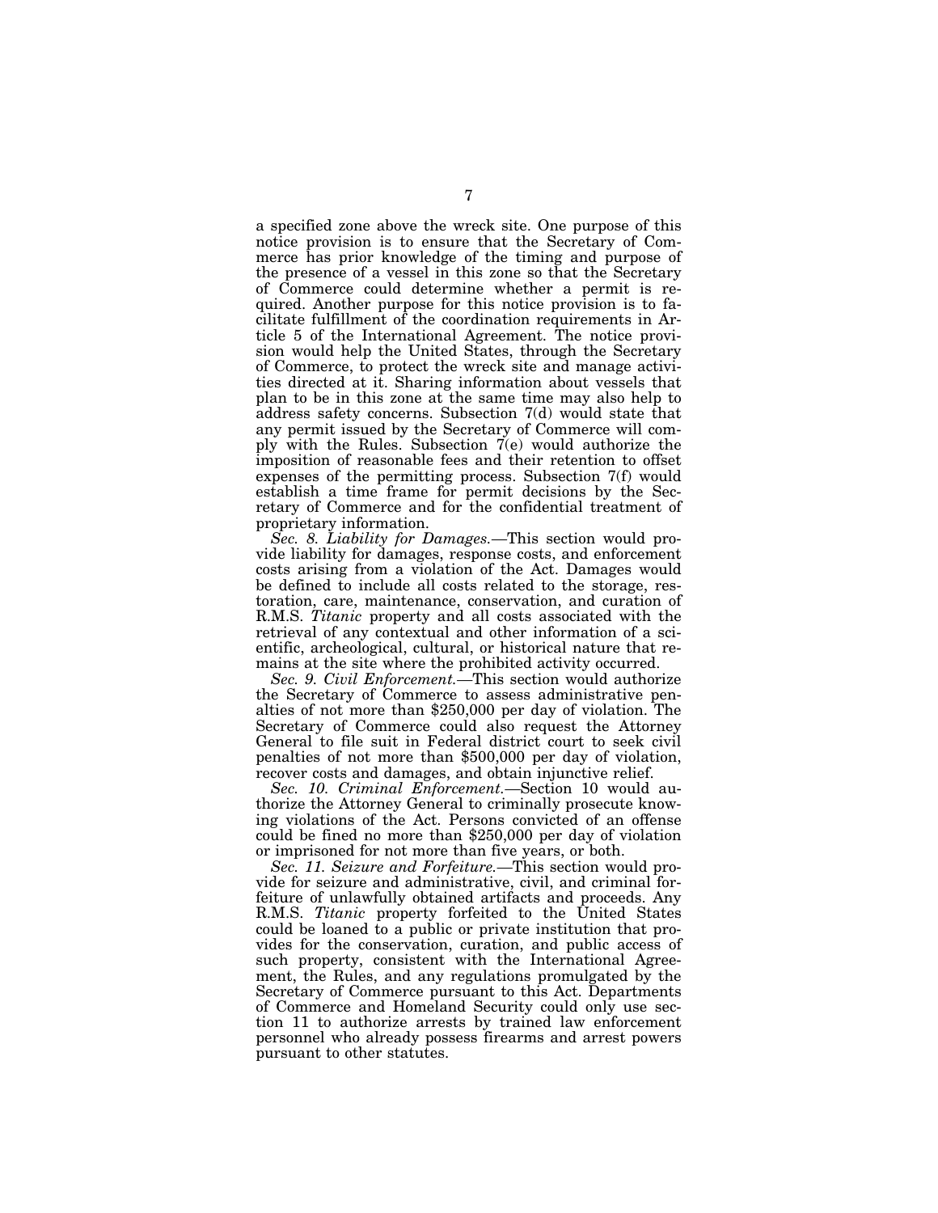a specified zone above the wreck site. One purpose of this notice provision is to ensure that the Secretary of Commerce has prior knowledge of the timing and purpose of the presence of a vessel in this zone so that the Secretary of Commerce could determine whether a permit is required. Another purpose for this notice provision is to facilitate fulfillment of the coordination requirements in Article 5 of the International Agreement. The notice provision would help the United States, through the Secretary of Commerce, to protect the wreck site and manage activities directed at it. Sharing information about vessels that plan to be in this zone at the same time may also help to address safety concerns. Subsection 7(d) would state that any permit issued by the Secretary of Commerce will comply with the Rules. Subsection 7(e) would authorize the imposition of reasonable fees and their retention to offset expenses of the permitting process. Subsection 7(f) would establish a time frame for permit decisions by the Secretary of Commerce and for the confidential treatment of proprietary information.

*Sec. 8. Liability for Damages.*—This section would provide liability for damages, response costs, and enforcement costs arising from a violation of the Act. Damages would be defined to include all costs related to the storage, restoration, care, maintenance, conservation, and curation of R.M.S. *Titanic* property and all costs associated with the retrieval of any contextual and other information of a scientific, archeological, cultural, or historical nature that remains at the site where the prohibited activity occurred.

*Sec. 9. Civil Enforcement.*—This section would authorize the Secretary of Commerce to assess administrative penalties of not more than $250,000 per day of violation. The Secretary of Commerce could also request the Attorney General to file suit in Federal district court to seek civil penalties of not more than $500,000 per day of violation, recover costs and damages, and obtain injunctive relief.

*Sec. 10. Criminal Enforcement.*—Section 10 would authorize the Attorney General to criminally prosecute knowing violations of the Act. Persons convicted of an offense could be fined no more than $250,000 per day of violation or imprisoned for not more than five years, or both.

*Sec. 11. Seizure and Forfeiture.*—This section would provide for seizure and administrative, civil, and criminal forfeiture of unlawfully obtained artifacts and proceeds. Any R.M.S. *Titanic* property forfeited to the United States could be loaned to a public or private institution that provides for the conservation, curation, and public access of such property, consistent with the International Agreement, the Rules, and any regulations promulgated by the Secretary of Commerce pursuant to this Act. Departments of Commerce and Homeland Security could only use section 11 to authorize arrests by trained law enforcement personnel who already possess firearms and arrest powers pursuant to other statutes.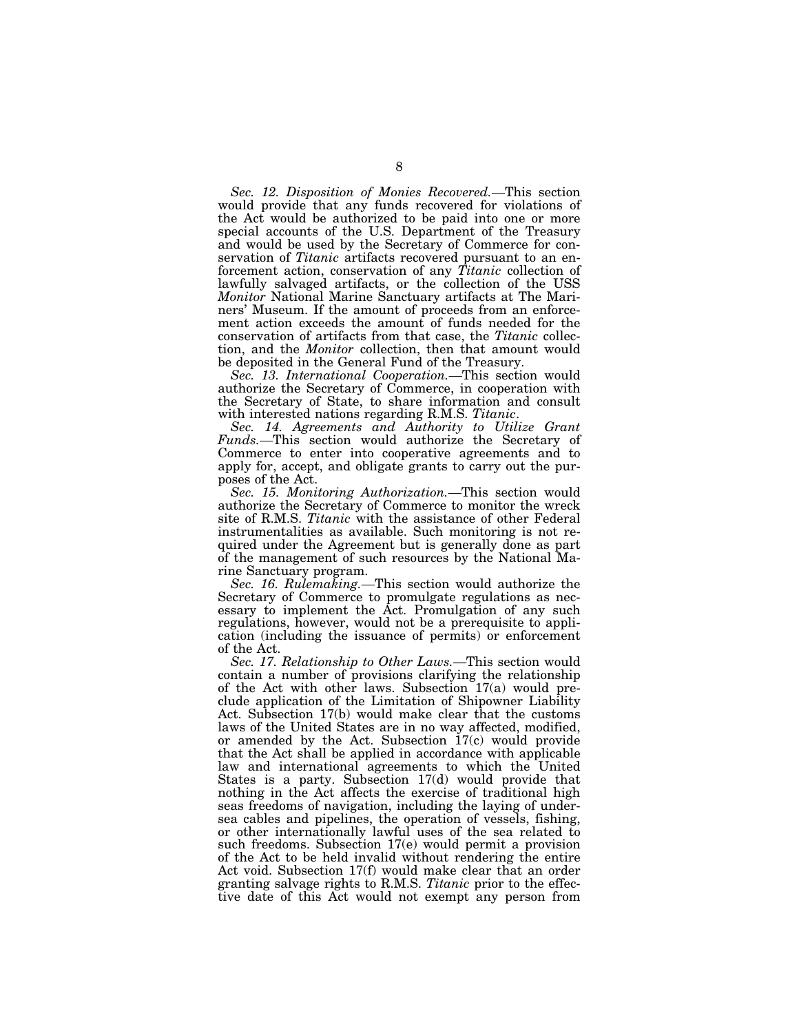*Sec. 12. Disposition of Monies Recovered.*—This section would provide that any funds recovered for violations of the Act would be authorized to be paid into one or more special accounts of the U.S. Department of the Treasury and would be used by the Secretary of Commerce for conservation of *Titanic* artifacts recovered pursuant to an enforcement action, conservation of any *Titanic* collection of lawfully salvaged artifacts, or the collection of the USS *Monitor* National Marine Sanctuary artifacts at The Mariners' Museum. If the amount of proceeds from an enforcement action exceeds the amount of funds needed for the conservation of artifacts from that case, the *Titanic* collection, and the *Monitor* collection, then that amount would be deposited in the General Fund of the Treasury.

*Sec. 13. International Cooperation.*—This section would authorize the Secretary of Commerce, in cooperation with the Secretary of State, to share information and consult with interested nations regarding R.M.S. *Titanic*.

*Sec. 14. Agreements and Authority to Utilize Grant Funds.*—This section would authorize the Secretary of Commerce to enter into cooperative agreements and to apply for, accept, and obligate grants to carry out the purposes of the Act.

*Sec. 15. Monitoring Authorization.*—This section would authorize the Secretary of Commerce to monitor the wreck site of R.M.S. *Titanic* with the assistance of other Federal instrumentalities as available. Such monitoring is not required under the Agreement but is generally done as part of the management of such resources by the National Marine Sanctuary program.

*Sec. 16. Rulemaking.*—This section would authorize the Secretary of Commerce to promulgate regulations as necessary to implement the Act. Promulgation of any such regulations, however, would not be a prerequisite to application (including the issuance of permits) or enforcement of the Act.

*Sec. 17. Relationship to Other Laws.*—This section would contain a number of provisions clarifying the relationship of the Act with other laws. Subsection 17(a) would preclude application of the Limitation of Shipowner Liability Act. Subsection 17(b) would make clear that the customs laws of the United States are in no way affected, modified, or amended by the Act. Subsection 17(c) would provide that the Act shall be applied in accordance with applicable law and international agreements to which the United States is a party. Subsection 17(d) would provide that nothing in the Act affects the exercise of traditional high seas freedoms of navigation, including the laying of undersea cables and pipelines, the operation of vessels, fishing, or other internationally lawful uses of the sea related to such freedoms. Subsection 17(e) would permit a provision of the Act to be held invalid without rendering the entire Act void. Subsection 17(f) would make clear that an order granting salvage rights to R.M.S. *Titanic* prior to the effective date of this Act would not exempt any person from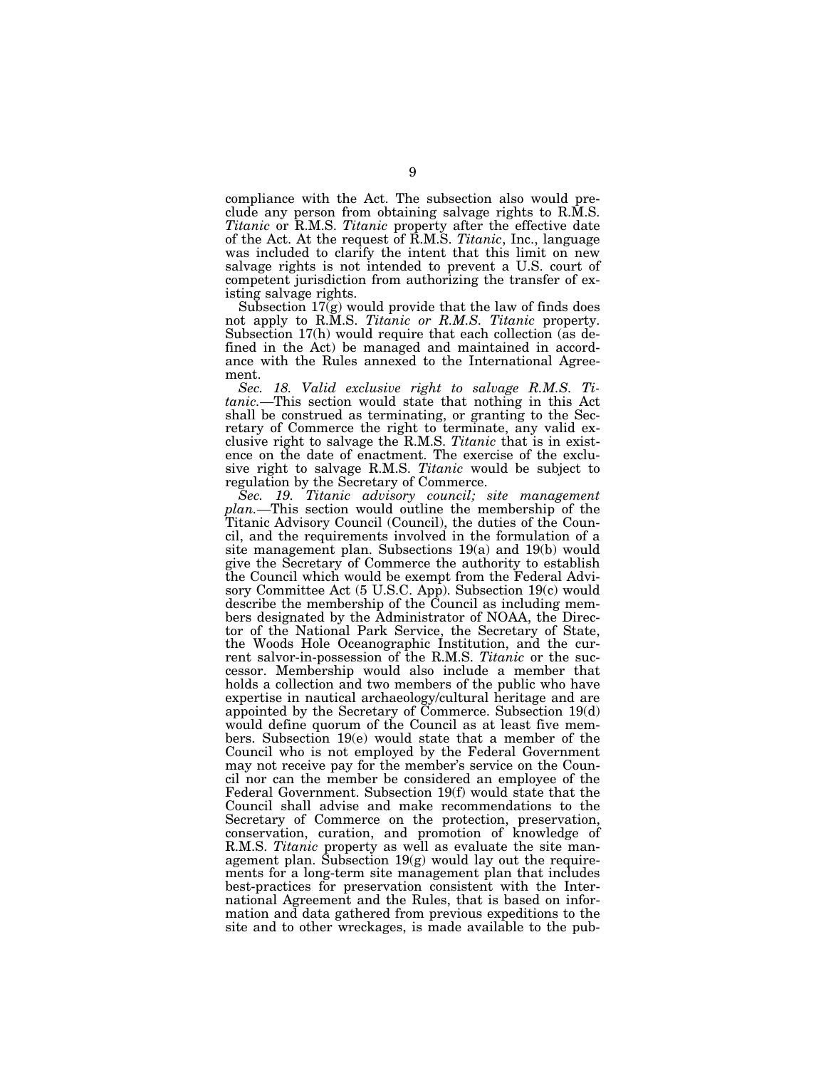compliance with the Act. The subsection also would preclude any person from obtaining salvage rights to R.M.S. *Titanic* or R.M.S. *Titanic* property after the effective date of the Act. At the request of R.M.S. *Titanic*, Inc., language was included to clarify the intent that this limit on new salvage rights is not intended to prevent a U.S. court of competent jurisdiction from authorizing the transfer of existing salvage rights.

Subsection 17(g) would provide that the law of finds does not apply to R.M.S. *Titanic or R.M.S. Titanic* property. Subsection 17(h) would require that each collection (as defined in the Act) be managed and maintained in accordance with the Rules annexed to the International Agreement.

*Sec. 18. Valid exclusive right to salvage R.M.S. Titanic.*—This section would state that nothing in this Act shall be construed as terminating, or granting to the Secretary of Commerce the right to terminate, any valid exclusive right to salvage the R.M.S. *Titanic* that is in existence on the date of enactment. The exercise of the exclusive right to salvage R.M.S. *Titanic* would be subject to regulation by the Secretary of Commerce.

*Sec. 19. Titanic advisory council; site management plan.*—This section would outline the membership of the Titanic Advisory Council (Council), the duties of the Council, and the requirements involved in the formulation of a site management plan. Subsections 19(a) and 19(b) would give the Secretary of Commerce the authority to establish the Council which would be exempt from the Federal Advisory Committee Act (5 U.S.C. App). Subsection 19(c) would describe the membership of the Council as including members designated by the Administrator of NOAA, the Director of the National Park Service, the Secretary of State, the Woods Hole Oceanographic Institution, and the current salvor-in-possession of the R.M.S. *Titanic* or the successor. Membership would also include a member that holds a collection and two members of the public who have expertise in nautical archaeology/cultural heritage and are appointed by the Secretary of Commerce. Subsection 19(d) would define quorum of the Council as at least five members. Subsection 19(e) would state that a member of the Council who is not employed by the Federal Government may not receive pay for the member's service on the Council nor can the member be considered an employee of the Federal Government. Subsection 19(f) would state that the Council shall advise and make recommendations to the Secretary of Commerce on the protection, preservation, conservation, curation, and promotion of knowledge of R.M.S. *Titanic* property as well as evaluate the site management plan. Subsection 19(g) would lay out the requirements for a long-term site management plan that includes best-practices for preservation consistent with the International Agreement and the Rules, that is based on information and data gathered from previous expeditions to the site and to other wreckages, is made available to the pub-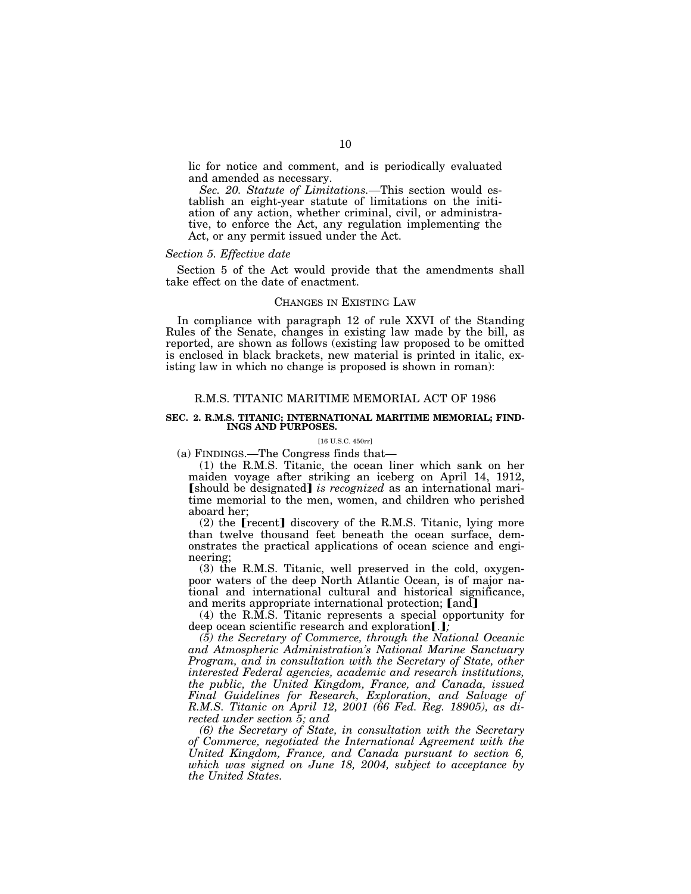lic for notice and comment, and is periodically evaluated and amended as necessary.

*Sec. 20. Statute of Limitations.*—This section would establish an eight-year statute of limitations on the initiation of any action, whether criminal, civil, or administrative, to enforce the Act, any regulation implementing the Act, or any permit issued under the Act.

### *Section 5. Effective date*

Section 5 of the Act would provide that the amendments shall take effect on the date of enactment.

## CHANGES IN EXISTING LAW

In compliance with paragraph 12 of rule XXVI of the Standing Rules of the Senate, changes in existing law made by the bill, as reported, are shown as follows (existing law proposed to be omitted is enclosed in black brackets, new material is printed in italic, existing law in which no change is proposed is shown in roman):

## R.M.S. TITANIC MARITIME MEMORIAL ACT OF 1986

**SEC. 2. R.M.S. TITANIC; INTERNATIONAL MARITIME MEMORIAL; FINDINGS AND PURPOSES.**

[16 U.S.C. 450rr]

(a) FINDINGS.—The Congress finds that—

(1) the R.M.S. Titanic, the ocean liner which sank on her maiden voyage after striking an iceberg on April 14, 1912, ⟦should be designated⟧ *is recognized* as an international maritime memorial to the men, women, and children who perished aboard her;

(2) the ⟦recent⟧ discovery of the R.M.S. Titanic, lying more than twelve thousand feet beneath the ocean surface, demonstrates the practical applications of ocean science and engineering;

(3) the R.M.S. Titanic, well preserved in the cold, oxygen-poor waters of the deep North Atlantic Ocean, is of major national and international cultural and historical significance, and merits appropriate international protection; ⟦and⟧

(4) the R.M.S. Titanic represents a special opportunity for deep ocean scientific research and exploration⟦.⟧*;*

*(5) the Secretary of Commerce, through the National Oceanic and Atmospheric Administration's National Marine Sanctuary Program, and in consultation with the Secretary of State, other interested Federal agencies, academic and research institutions, the public, the United Kingdom, France, and Canada, issued Final Guidelines for Research, Exploration, and Salvage of R.M.S. Titanic on April 12, 2001 (66 Fed. Reg. 18905), as directed under section 5; and*

*(6) the Secretary of State, in consultation with the Secretary of Commerce, negotiated the International Agreement with the United Kingdom, France, and Canada pursuant to section 6, which was signed on June 18, 2004, subject to acceptance by the United States.*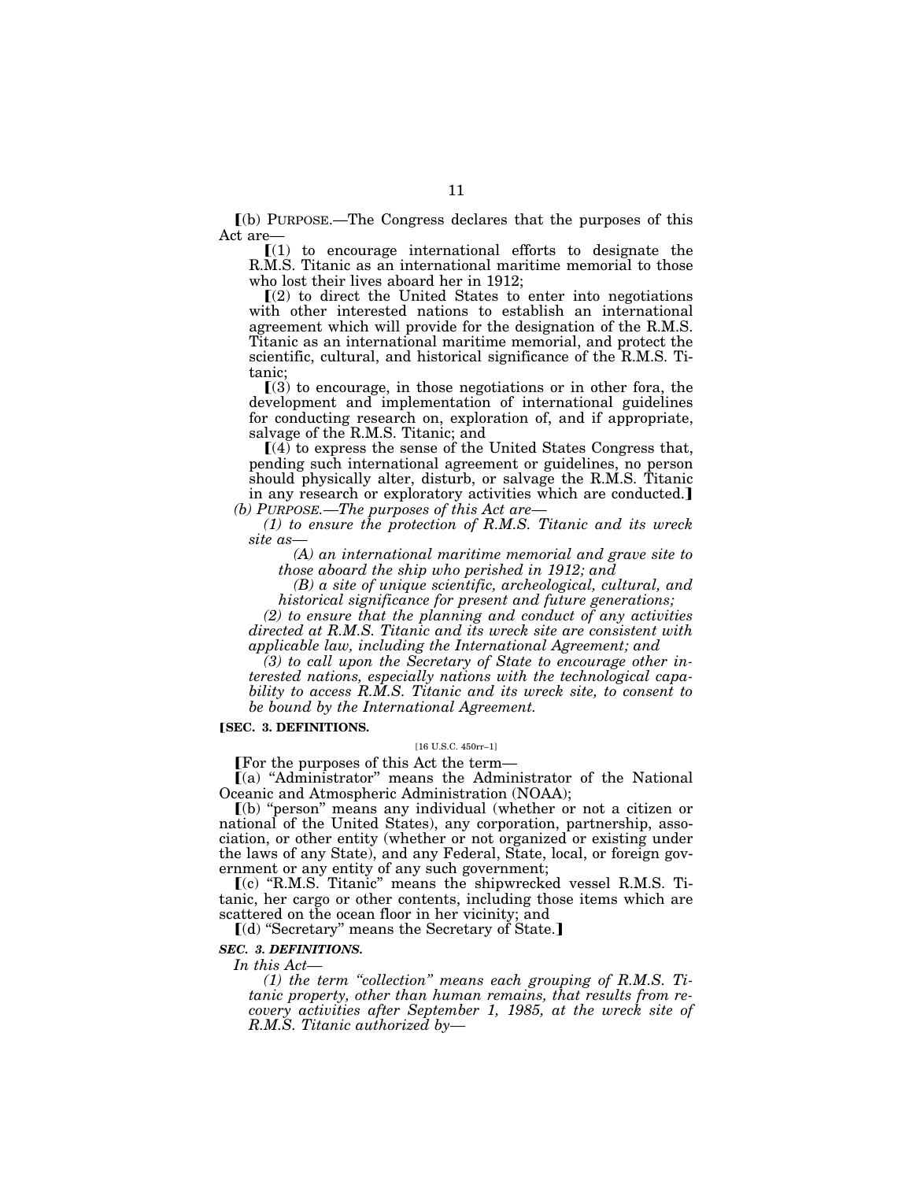⟦(b) PURPOSE.—The Congress declares that the purposes of this Act are—

⟦(1) to encourage international efforts to designate the R.M.S. Titanic as an international maritime memorial to those who lost their lives aboard her in 1912;

⟦(2) to direct the United States to enter into negotiations with other interested nations to establish an international agreement which will provide for the designation of the R.M.S. Titanic as an international maritime memorial, and protect the scientific, cultural, and historical significance of the R.M.S. Titanic;

⟦(3) to encourage, in those negotiations or in other fora, the development and implementation of international guidelines for conducting research on, exploration of, and if appropriate, salvage of the R.M.S. Titanic; and

⟦(4) to express the sense of the United States Congress that, pending such international agreement or guidelines, no person should physically alter, disturb, or salvage the R.M.S. Titanic in any research or exploratory activities which are conducted.⟧

*(b) PURPOSE.—The purposes of this Act are—*

*(1) to ensure the protection of R.M.S. Titanic and its wreck site as—*

*(A) an international maritime memorial and grave site to those aboard the ship who perished in 1912; and*

*(B) a site of unique scientific, archeological, cultural, and historical significance for present and future generations;*

*(2) to ensure that the planning and conduct of any activities directed at R.M.S. Titanic and its wreck site are consistent with applicable law, including the International Agreement; and*

*(3) to call upon the Secretary of State to encourage other interested nations, especially nations with the technological capability to access R.M.S. Titanic and its wreck site, to consent to be bound by the International Agreement.*

**⟦SEC. 3. DEFINITIONS.**

[16 U.S.C. 450rr–1]

⟦For the purposes of this Act the term—

⟦(a) "Administrator" means the Administrator of the National Oceanic and Atmospheric Administration (NOAA);

⟦(b) "person" means any individual (whether or not a citizen or national of the United States), any corporation, partnership, association, or other entity (whether or not organized or existing under the laws of any State), and any Federal, State, local, or foreign government or any entity of any such government;

⟦(c) "R.M.S. Titanic" means the shipwrecked vessel R.M.S. Titanic, her cargo or other contents, including those items which are scattered on the ocean floor in her vicinity; and

⟦(d) "Secretary" means the Secretary of State.⟧

***SEC. 3. DEFINITIONS.***

*In this Act—*

*(1) the term "collection" means each grouping of R.M.S. Titanic property, other than human remains, that results from recovery activities after September 1, 1985, at the wreck site of R.M.S. Titanic authorized by—*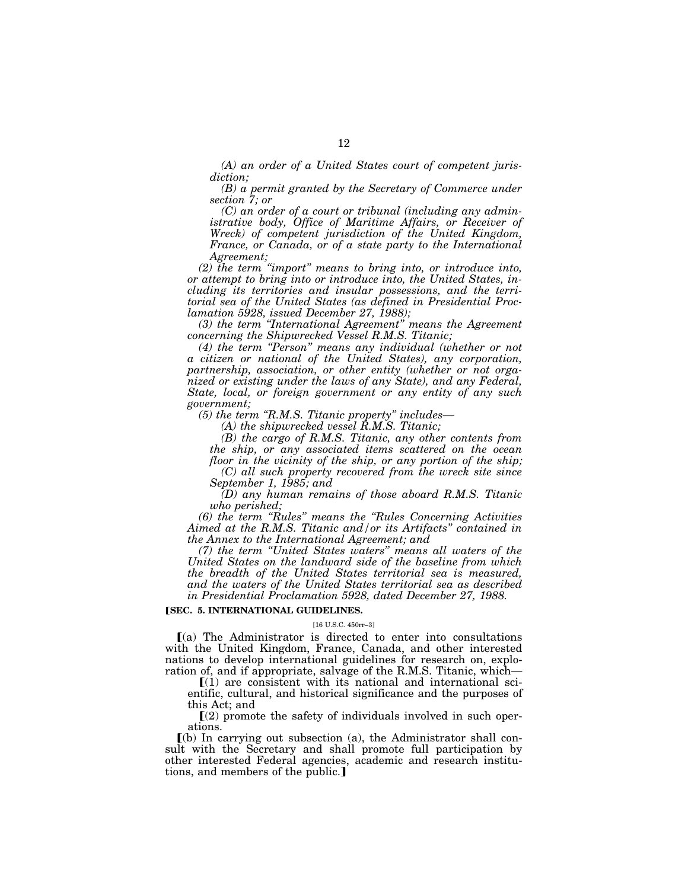*(A) an order of a United States court of competent jurisdiction;*

*(B) a permit granted by the Secretary of Commerce under section 7; or*

*(C) an order of a court or tribunal (including any administrative body, Office of Maritime Affairs, or Receiver of Wreck) of competent jurisdiction of the United Kingdom, France, or Canada, or of a state party to the International Agreement;*

*(2) the term "import" means to bring into, or introduce into, or attempt to bring into or introduce into, the United States, including its territories and insular possessions, and the territorial sea of the United States (as defined in Presidential Proclamation 5928, issued December 27, 1988);*

*(3) the term "International Agreement" means the Agreement concerning the Shipwrecked Vessel R.M.S. Titanic;*

*(4) the term "Person" means any individual (whether or not a citizen or national of the United States), any corporation, partnership, association, or other entity (whether or not organized or existing under the laws of any State), and any Federal, State, local, or foreign government or any entity of any such government;*

*(5) the term "R.M.S. Titanic property" includes—*

*(A) the shipwrecked vessel R.M.S. Titanic;*

*(B) the cargo of R.M.S. Titanic, any other contents from the ship, or any associated items scattered on the ocean floor in the vicinity of the ship, or any portion of the ship;*

*(C) all such property recovered from the wreck site since September 1, 1985; and*

*(D) any human remains of those aboard R.M.S. Titanic who perished;*

*(6) the term "Rules" means the "Rules Concerning Activities Aimed at the R.M.S. Titanic and/or its Artifacts" contained in the Annex to the International Agreement; and*

*(7) the term "United States waters" means all waters of the United States on the landward side of the baseline from which the breadth of the United States territorial sea is measured, and the waters of the United States territorial sea as described in Presidential Proclamation 5928, dated December 27, 1988.*

**[SEC. 5. INTERNATIONAL GUIDELINES.**

[16 U.S.C. 450rr–3]

[(a) The Administrator is directed to enter into consultations with the United Kingdom, France, Canada, and other interested nations to develop international guidelines for research on, exploration of, and if appropriate, salvage of the R.M.S. Titanic, which—

[(1) are consistent with its national and international scientific, cultural, and historical significance and the purposes of this Act; and

[(2) promote the safety of individuals involved in such operations.

[(b) In carrying out subsection (a), the Administrator shall consult with the Secretary and shall promote full participation by other interested Federal agencies, academic and research institutions, and members of the public.]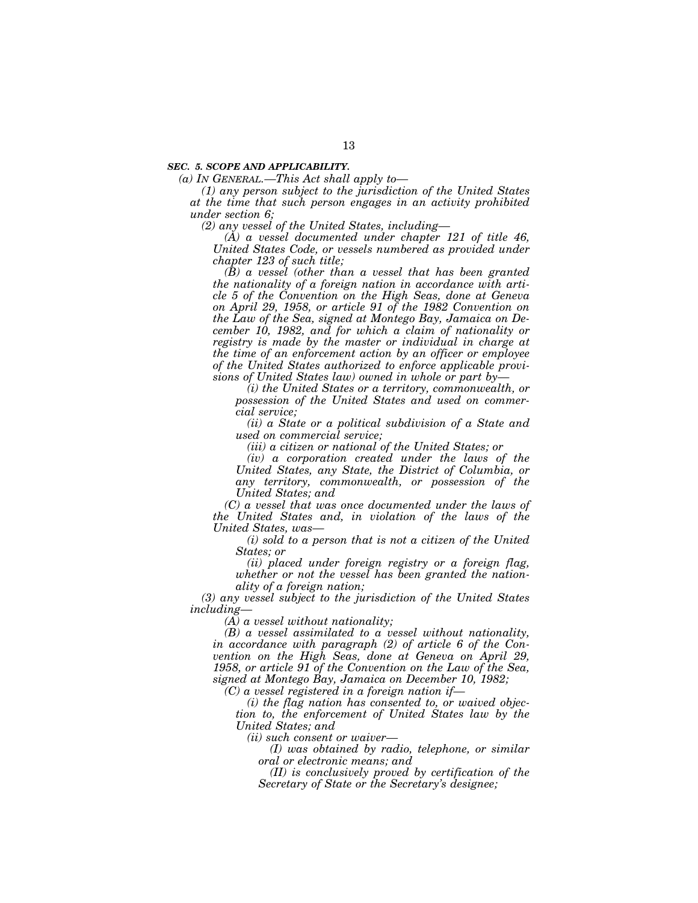***SEC. 5. SCOPE AND APPLICABILITY.***

*(a) IN GENERAL.—This Act shall apply to—*

*(1) any person subject to the jurisdiction of the United States at the time that such person engages in an activity prohibited under section 6;*

*(2) any vessel of the United States, including—*

*(A) a vessel documented under chapter 121 of title 46, United States Code, or vessels numbered as provided under chapter 123 of such title;*

*(B) a vessel (other than a vessel that has been granted the nationality of a foreign nation in accordance with article 5 of the Convention on the High Seas, done at Geneva on April 29, 1958, or article 91 of the 1982 Convention on the Law of the Sea, signed at Montego Bay, Jamaica on December 10, 1982, and for which a claim of nationality or registry is made by the master or individual in charge at the time of an enforcement action by an officer or employee of the United States authorized to enforce applicable provisions of United States law) owned in whole or part by—*

*(i) the United States or a territory, commonwealth, or possession of the United States and used on commercial service;*

*(ii) a State or a political subdivision of a State and used on commercial service;*

*(iii) a citizen or national of the United States; or*

*(iv) a corporation created under the laws of the United States, any State, the District of Columbia, or any territory, commonwealth, or possession of the United States; and*

*(C) a vessel that was once documented under the laws of the United States and, in violation of the laws of the United States, was—*

*(i) sold to a person that is not a citizen of the United States; or*

*(ii) placed under foreign registry or a foreign flag, whether or not the vessel has been granted the nationality of a foreign nation;*

*(3) any vessel subject to the jurisdiction of the United States including—*

*(A) a vessel without nationality;*

*(B) a vessel assimilated to a vessel without nationality, in accordance with paragraph (2) of article 6 of the Convention on the High Seas, done at Geneva on April 29, 1958, or article 91 of the Convention on the Law of the Sea, signed at Montego Bay, Jamaica on December 10, 1982;*

*(C) a vessel registered in a foreign nation if—*

*(i) the flag nation has consented to, or waived objection to, the enforcement of United States law by the United States; and*

*(ii) such consent or waiver—*

*(I) was obtained by radio, telephone, or similar oral or electronic means; and*

*(II) is conclusively proved by certification of the Secretary of State or the Secretary's designee;*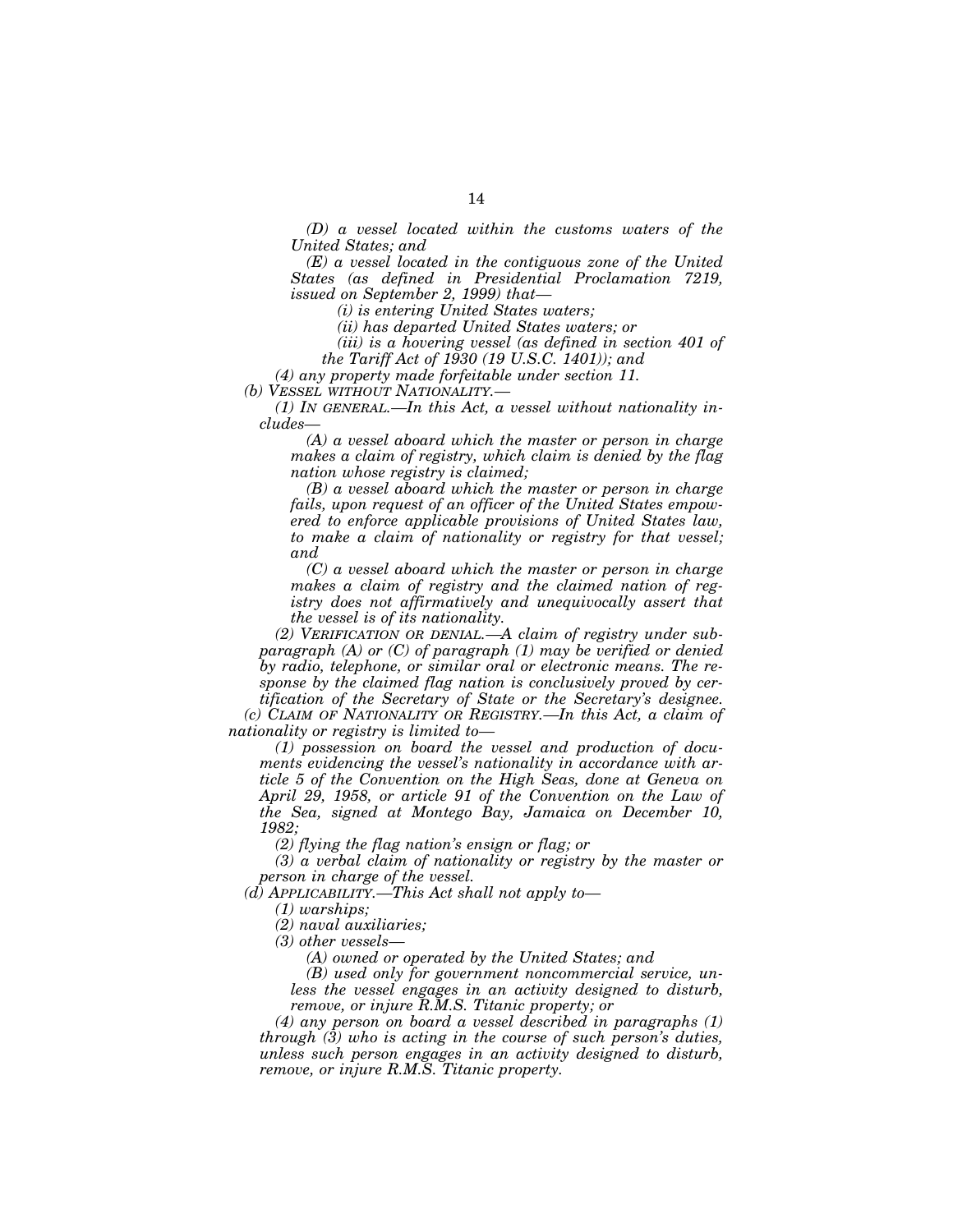*(D) a vessel located within the customs waters of the United States; and*

*(E) a vessel located in the contiguous zone of the United States (as defined in Presidential Proclamation 7219, issued on September 2, 1999) that—*

*(i) is entering United States waters;*

*(ii) has departed United States waters; or*

*(iii) is a hovering vessel (as defined in section 401 of the Tariff Act of 1930 (19 U.S.C. 1401)); and*

*(4) any property made forfeitable under section 11.*

*(b) VESSEL WITHOUT NATIONALITY.—*

*(1) IN GENERAL.—In this Act, a vessel without nationality includes—*

*(A) a vessel aboard which the master or person in charge makes a claim of registry, which claim is denied by the flag nation whose registry is claimed;*

*(B) a vessel aboard which the master or person in charge fails, upon request of an officer of the United States empowered to enforce applicable provisions of United States law, to make a claim of nationality or registry for that vessel; and*

*(C) a vessel aboard which the master or person in charge makes a claim of registry and the claimed nation of registry does not affirmatively and unequivocally assert that the vessel is of its nationality.*

*(2) VERIFICATION OR DENIAL.—A claim of registry under subparagraph (A) or (C) of paragraph (1) may be verified or denied by radio, telephone, or similar oral or electronic means. The response by the claimed flag nation is conclusively proved by certification of the Secretary of State or the Secretary's designee.*

*(c) CLAIM OF NATIONALITY OR REGISTRY.—In this Act, a claim of nationality or registry is limited to—*

*(1) possession on board the vessel and production of documents evidencing the vessel's nationality in accordance with article 5 of the Convention on the High Seas, done at Geneva on April 29, 1958, or article 91 of the Convention on the Law of the Sea, signed at Montego Bay, Jamaica on December 10, 1982;*

*(2) flying the flag nation's ensign or flag; or*

*(3) a verbal claim of nationality or registry by the master or person in charge of the vessel.*

*(d) APPLICABILITY.—This Act shall not apply to—*

*(1) warships;*

*(2) naval auxiliaries;*

*(3) other vessels—*

*(A) owned or operated by the United States; and*

*(B) used only for government noncommercial service, unless the vessel engages in an activity designed to disturb, remove, or injure R.M.S. Titanic property; or*

*(4) any person on board a vessel described in paragraphs (1) through (3) who is acting in the course of such person's duties, unless such person engages in an activity designed to disturb, remove, or injure R.M.S. Titanic property.*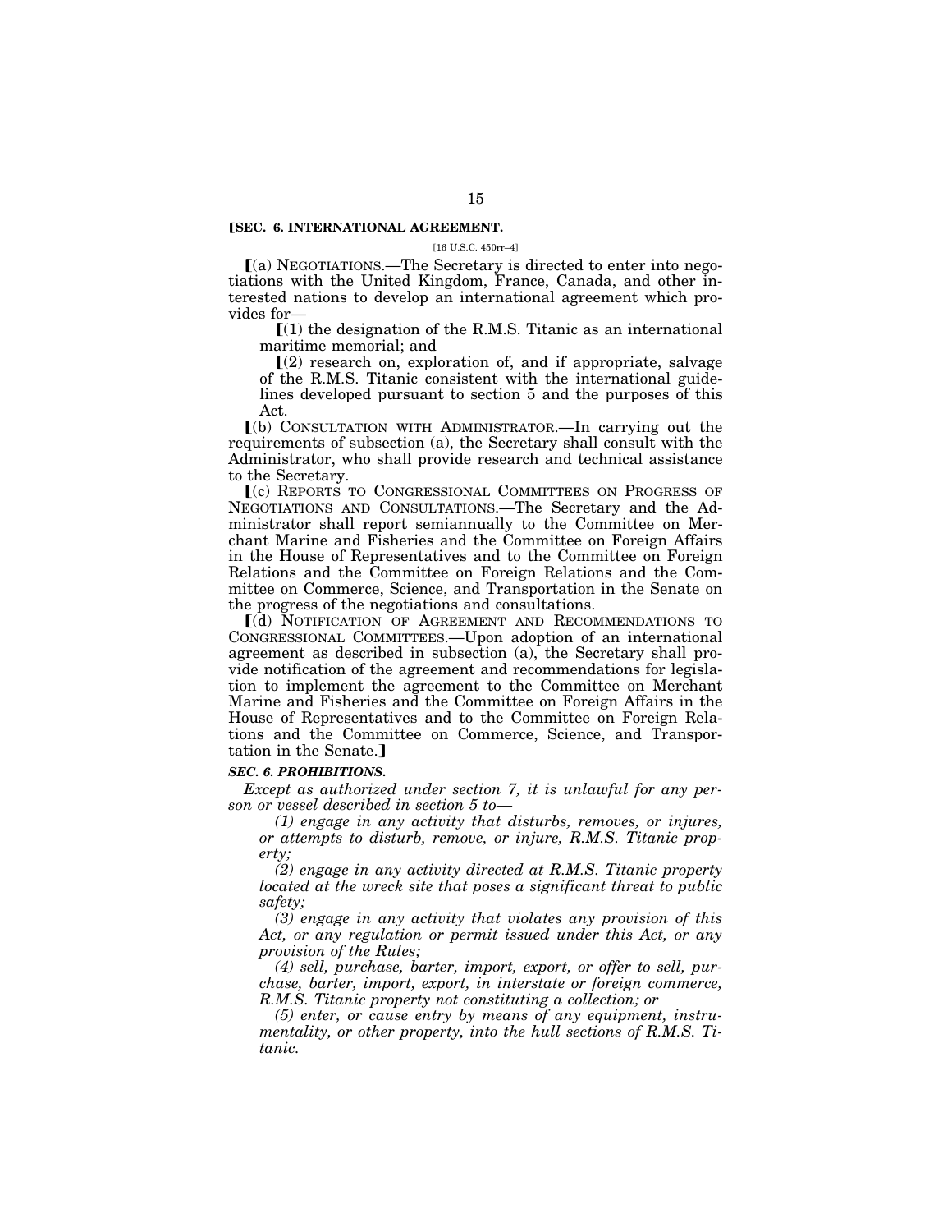**⟦SEC. 6. INTERNATIONAL AGREEMENT.**

[16 U.S.C. 450rr–4]

⟦(a) NEGOTIATIONS.—The Secretary is directed to enter into negotiations with the United Kingdom, France, Canada, and other interested nations to develop an international agreement which provides for—

⟦(1) the designation of the R.M.S. Titanic as an international maritime memorial; and

⟦(2) research on, exploration of, and if appropriate, salvage of the R.M.S. Titanic consistent with the international guidelines developed pursuant to section 5 and the purposes of this Act.

⟦(b) CONSULTATION WITH ADMINISTRATOR.—In carrying out the requirements of subsection (a), the Secretary shall consult with the Administrator, who shall provide research and technical assistance to the Secretary.

⟦(c) REPORTS TO CONGRESSIONAL COMMITTEES ON PROGRESS OF NEGOTIATIONS AND CONSULTATIONS.—The Secretary and the Administrator shall report semiannually to the Committee on Merchant Marine and Fisheries and the Committee on Foreign Affairs in the House of Representatives and to the Committee on Foreign Relations and the Committee on Foreign Relations and the Committee on Commerce, Science, and Transportation in the Senate on the progress of the negotiations and consultations.

⟦(d) NOTIFICATION OF AGREEMENT AND RECOMMENDATIONS TO CONGRESSIONAL COMMITTEES.—Upon adoption of an international agreement as described in subsection (a), the Secretary shall provide notification of the agreement and recommendations for legislation to implement the agreement to the Committee on Merchant Marine and Fisheries and the Committee on Foreign Affairs in the House of Representatives and to the Committee on Foreign Relations and the Committee on Commerce, Science, and Transportation in the Senate.⟧

***SEC. 6. PROHIBITIONS.***

*Except as authorized under section 7, it is unlawful for any person or vessel described in section 5 to—*

*(1) engage in any activity that disturbs, removes, or injures, or attempts to disturb, remove, or injure, R.M.S. Titanic property;*

*(2) engage in any activity directed at R.M.S. Titanic property located at the wreck site that poses a significant threat to public safety;*

*(3) engage in any activity that violates any provision of this Act, or any regulation or permit issued under this Act, or any provision of the Rules;*

*(4) sell, purchase, barter, import, export, or offer to sell, purchase, barter, import, export, in interstate or foreign commerce, R.M.S. Titanic property not constituting a collection; or*

*(5) enter, or cause entry by means of any equipment, instrumentality, or other property, into the hull sections of R.M.S. Titanic.*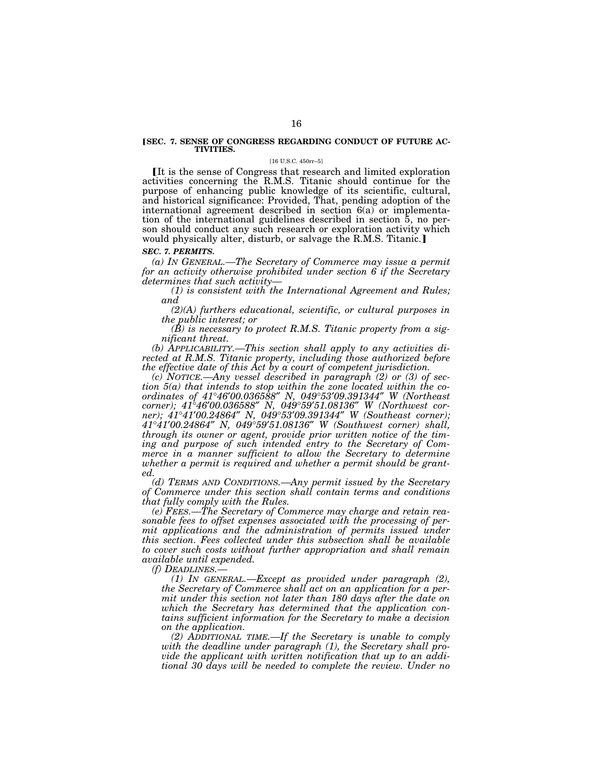**[SEC. 7. SENSE OF CONGRESS REGARDING CONDUCT OF FUTURE ACTIVITIES.**

[16 U.S.C. 450rr–5]

[It is the sense of Congress that research and limited exploration activities concerning the R.M.S. Titanic should continue for the purpose of enhancing public knowledge of its scientific, cultural, and historical significance: Provided, That, pending adoption of the international agreement described in section 6(a) or implementation of the international guidelines described in section 5, no person should conduct any such research or exploration activity which would physically alter, disturb, or salvage the R.M.S. Titanic.]

***SEC. 7. PERMITS.***

*(a) IN GENERAL.—The Secretary of Commerce may issue a permit for an activity otherwise prohibited under section 6 if the Secretary determines that such activity—*

*(1) is consistent with the International Agreement and Rules; and*

*(2)(A) furthers educational, scientific, or cultural purposes in the public interest; or*

*(B) is necessary to protect R.M.S. Titanic property from a significant threat.*

*(b) APPLICABILITY.—This section shall apply to any activities directed at R.M.S. Titanic property, including those authorized before the effective date of this Act by a court of competent jurisdiction.*

*(c) NOTICE.—Any vessel described in paragraph (2) or (3) of section 5(a) that intends to stop within the zone located within the coordinates of 41°46′00.036588″ N, 049°53′09.391344″ W (Northeast corner); 41°46′00.036588″ N, 049°59′51.08136″ W (Northwest corner); 41°41′00.24864″ N, 049°53′09.391344″ W (Southeast corner); 41°41′00.24864″ N, 049°59′51.08136″ W (Southwest corner) shall, through its owner or agent, provide prior written notice of the timing and purpose of such intended entry to the Secretary of Commerce in a manner sufficient to allow the Secretary to determine whether a permit is required and whether a permit should be granted.*

*(d) TERMS AND CONDITIONS.—Any permit issued by the Secretary of Commerce under this section shall contain terms and conditions that fully comply with the Rules.*

*(e) FEES.—The Secretary of Commerce may charge and retain reasonable fees to offset expenses associated with the processing of permit applications and the administration of permits issued under this section. Fees collected under this subsection shall be available to cover such costs without further appropriation and shall remain available until expended.*

*(f) DEADLINES.—*

*(1) IN GENERAL.—Except as provided under paragraph (2), the Secretary of Commerce shall act on an application for a permit under this section not later than 180 days after the date on which the Secretary has determined that the application contains sufficient information for the Secretary to make a decision on the application.*

*(2) ADDITIONAL TIME.—If the Secretary is unable to comply with the deadline under paragraph (1), the Secretary shall provide the applicant with written notification that up to an additional 30 days will be needed to complete the review. Under no*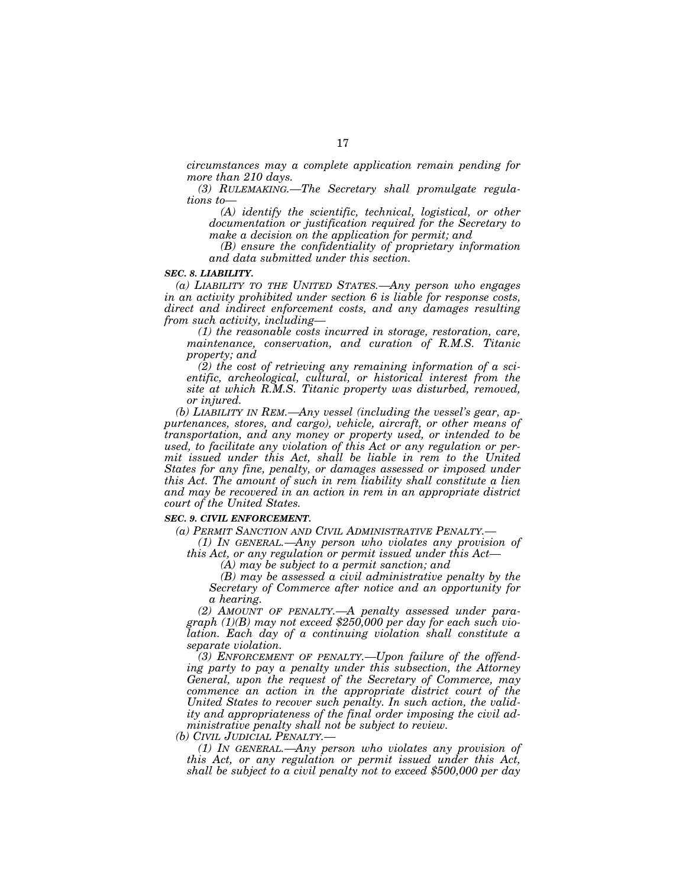*circumstances may a complete application remain pending for more than 210 days.*

*(3) RULEMAKING.—The Secretary shall promulgate regulations to—*

*(A) identify the scientific, technical, logistical, or other documentation or justification required for the Secretary to make a decision on the application for permit; and*

*(B) ensure the confidentiality of proprietary information and data submitted under this section.*

***SEC. 8. LIABILITY.***

*(a) LIABILITY TO THE UNITED STATES.—Any person who engages in an activity prohibited under section 6 is liable for response costs, direct and indirect enforcement costs, and any damages resulting from such activity, including—*

*(1) the reasonable costs incurred in storage, restoration, care, maintenance, conservation, and curation of R.M.S. Titanic property; and*

*(2) the cost of retrieving any remaining information of a scientific, archeological, cultural, or historical interest from the site at which R.M.S. Titanic property was disturbed, removed, or injured.*

*(b) LIABILITY IN REM.—Any vessel (including the vessel's gear, appurtenances, stores, and cargo), vehicle, aircraft, or other means of transportation, and any money or property used, or intended to be used, to facilitate any violation of this Act or any regulation or permit issued under this Act, shall be liable in rem to the United States for any fine, penalty, or damages assessed or imposed under this Act. The amount of such in rem liability shall constitute a lien and may be recovered in an action in rem in an appropriate district court of the United States.*

***SEC. 9. CIVIL ENFORCEMENT.***

*(a) PERMIT SANCTION AND CIVIL ADMINISTRATIVE PENALTY.—*

*(1) IN GENERAL.—Any person who violates any provision of this Act, or any regulation or permit issued under this Act—*

*(A) may be subject to a permit sanction; and*

*(B) may be assessed a civil administrative penalty by the Secretary of Commerce after notice and an opportunity for a hearing.*

*(2) AMOUNT OF PENALTY.—A penalty assessed under paragraph (1)(B) may not exceed $250,000 per day for each such violation. Each day of a continuing violation shall constitute a separate violation.*

*(3) ENFORCEMENT OF PENALTY.—Upon failure of the offending party to pay a penalty under this subsection, the Attorney General, upon the request of the Secretary of Commerce, may commence an action in the appropriate district court of the United States to recover such penalty. In such action, the validity and appropriateness of the final order imposing the civil administrative penalty shall not be subject to review.*

*(b) CIVIL JUDICIAL PENALTY.—*

*(1) IN GENERAL.—Any person who violates any provision of this Act, or any regulation or permit issued under this Act, shall be subject to a civil penalty not to exceed $500,000 per day*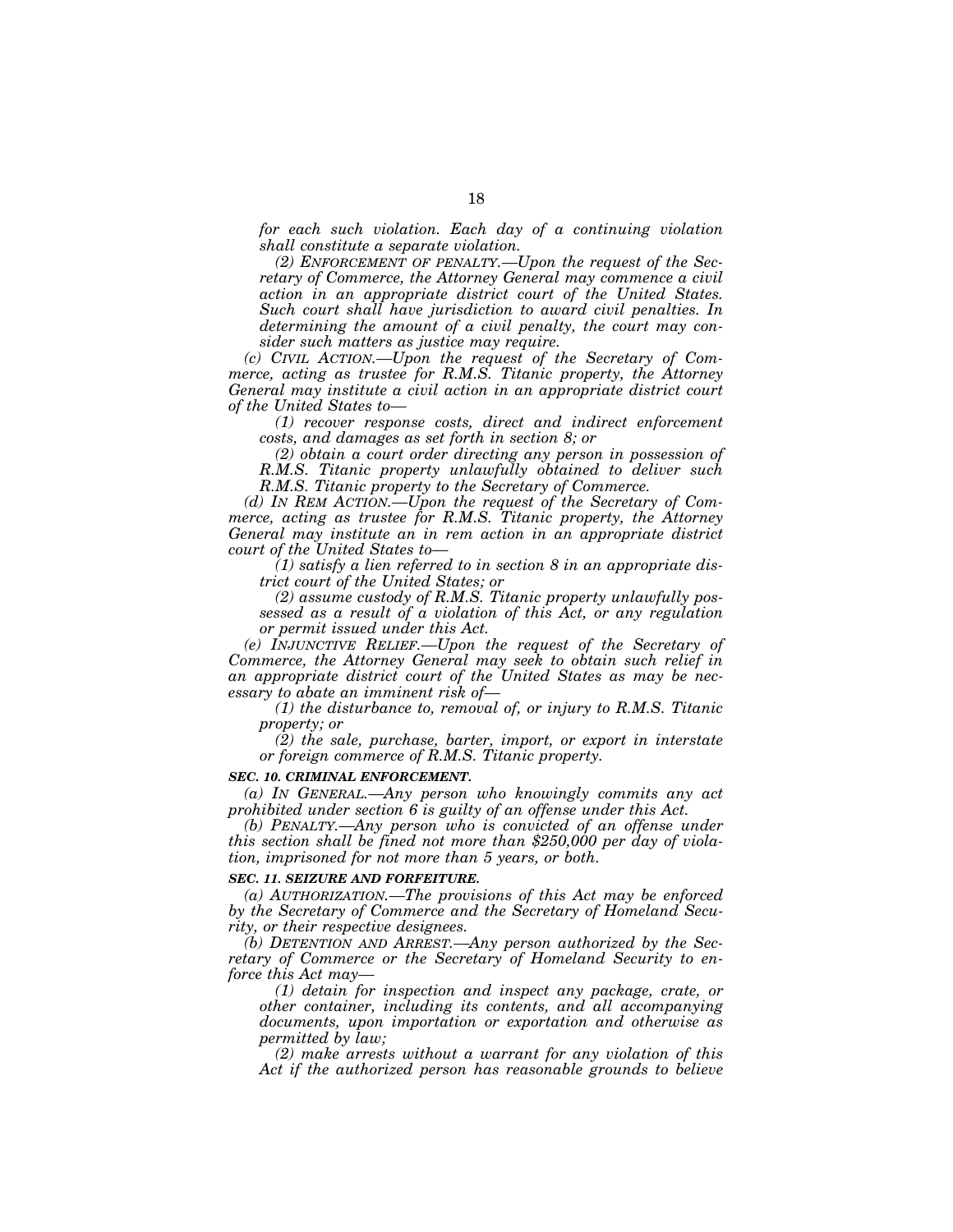*for each such violation. Each day of a continuing violation shall constitute a separate violation.*

*(2) ENFORCEMENT OF PENALTY.—Upon the request of the Secretary of Commerce, the Attorney General may commence a civil action in an appropriate district court of the United States. Such court shall have jurisdiction to award civil penalties. In determining the amount of a civil penalty, the court may consider such matters as justice may require.*

*(c) CIVIL ACTION.—Upon the request of the Secretary of Commerce, acting as trustee for R.M.S. Titanic property, the Attorney General may institute a civil action in an appropriate district court of the United States to—*

*(1) recover response costs, direct and indirect enforcement costs, and damages as set forth in section 8; or*

*(2) obtain a court order directing any person in possession of R.M.S. Titanic property unlawfully obtained to deliver such R.M.S. Titanic property to the Secretary of Commerce.*

*(d) IN REM ACTION.—Upon the request of the Secretary of Commerce, acting as trustee for R.M.S. Titanic property, the Attorney General may institute an in rem action in an appropriate district court of the United States to—*

*(1) satisfy a lien referred to in section 8 in an appropriate district court of the United States; or*

*(2) assume custody of R.M.S. Titanic property unlawfully possessed as a result of a violation of this Act, or any regulation or permit issued under this Act.*

*(e) INJUNCTIVE RELIEF.—Upon the request of the Secretary of Commerce, the Attorney General may seek to obtain such relief in an appropriate district court of the United States as may be necessary to abate an imminent risk of—*

*(1) the disturbance to, removal of, or injury to R.M.S. Titanic property; or*

*(2) the sale, purchase, barter, import, or export in interstate or foreign commerce of R.M.S. Titanic property.*

***SEC. 10. CRIMINAL ENFORCEMENT.***

*(a) IN GENERAL.—Any person who knowingly commits any act prohibited under section 6 is guilty of an offense under this Act.*

*(b) PENALTY.—Any person who is convicted of an offense under this section shall be fined not more than $250,000 per day of violation, imprisoned for not more than 5 years, or both.*

***SEC. 11. SEIZURE AND FORFEITURE.***

*(a) AUTHORIZATION.—The provisions of this Act may be enforced by the Secretary of Commerce and the Secretary of Homeland Security, or their respective designees.*

*(b) DETENTION AND ARREST.—Any person authorized by the Secretary of Commerce or the Secretary of Homeland Security to enforce this Act may—*

*(1) detain for inspection and inspect any package, crate, or other container, including its contents, and all accompanying documents, upon importation or exportation and otherwise as permitted by law;*

*(2) make arrests without a warrant for any violation of this Act if the authorized person has reasonable grounds to believe*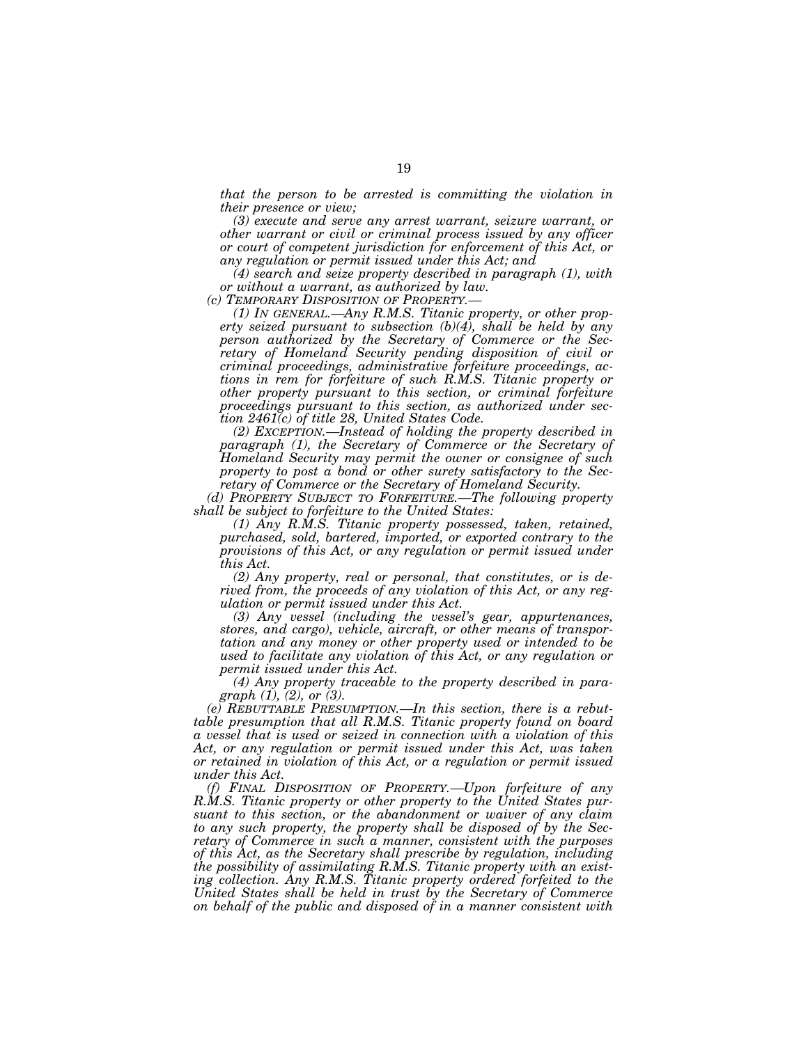*that the person to be arrested is committing the violation in their presence or view;*

*(3) execute and serve any arrest warrant, seizure warrant, or other warrant or civil or criminal process issued by any officer or court of competent jurisdiction for enforcement of this Act, or any regulation or permit issued under this Act; and*

*(4) search and seize property described in paragraph (1), with or without a warrant, as authorized by law.*

*(c) TEMPORARY DISPOSITION OF PROPERTY.—*

*(1) IN GENERAL.—Any R.M.S. Titanic property, or other property seized pursuant to subsection (b)(4), shall be held by any person authorized by the Secretary of Commerce or the Secretary of Homeland Security pending disposition of civil or criminal proceedings, administrative forfeiture proceedings, actions in rem for forfeiture of such R.M.S. Titanic property or other property pursuant to this section, or criminal forfeiture proceedings pursuant to this section, as authorized under section 2461(c) of title 28, United States Code.*

*(2) EXCEPTION.—Instead of holding the property described in paragraph (1), the Secretary of Commerce or the Secretary of Homeland Security may permit the owner or consignee of such property to post a bond or other surety satisfactory to the Secretary of Commerce or the Secretary of Homeland Security.*

*(d) PROPERTY SUBJECT TO FORFEITURE.—The following property shall be subject to forfeiture to the United States:*

*(1) Any R.M.S. Titanic property possessed, taken, retained, purchased, sold, bartered, imported, or exported contrary to the provisions of this Act, or any regulation or permit issued under this Act.*

*(2) Any property, real or personal, that constitutes, or is derived from, the proceeds of any violation of this Act, or any regulation or permit issued under this Act.*

*(3) Any vessel (including the vessel's gear, appurtenances, stores, and cargo), vehicle, aircraft, or other means of transportation and any money or other property used or intended to be used to facilitate any violation of this Act, or any regulation or permit issued under this Act.*

*(4) Any property traceable to the property described in paragraph (1), (2), or (3).*

*(e) REBUTTABLE PRESUMPTION.—In this section, there is a rebuttable presumption that all R.M.S. Titanic property found on board a vessel that is used or seized in connection with a violation of this Act, or any regulation or permit issued under this Act, was taken or retained in violation of this Act, or a regulation or permit issued under this Act.*

*(f) FINAL DISPOSITION OF PROPERTY.—Upon forfeiture of any R.M.S. Titanic property or other property to the United States pursuant to this section, or the abandonment or waiver of any claim to any such property, the property shall be disposed of by the Secretary of Commerce in such a manner, consistent with the purposes of this Act, as the Secretary shall prescribe by regulation, including the possibility of assimilating R.M.S. Titanic property with an existing collection. Any R.M.S. Titanic property ordered forfeited to the United States shall be held in trust by the Secretary of Commerce on behalf of the public and disposed of in a manner consistent with*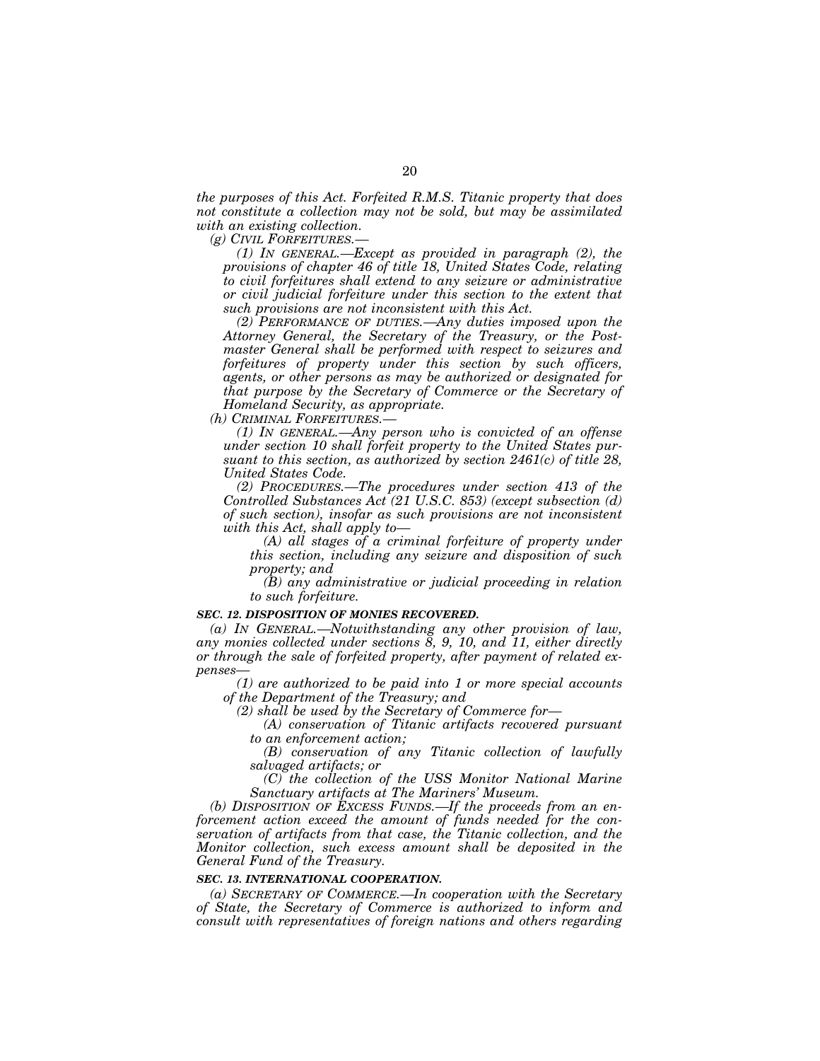*the purposes of this Act. Forfeited R.M.S. Titanic property that does not constitute a collection may not be sold, but may be assimilated with an existing collection.*

*(g) CIVIL FORFEITURES.—*

*(1) IN GENERAL.—Except as provided in paragraph (2), the provisions of chapter 46 of title 18, United States Code, relating to civil forfeitures shall extend to any seizure or administrative or civil judicial forfeiture under this section to the extent that such provisions are not inconsistent with this Act.*

*(2) PERFORMANCE OF DUTIES.—Any duties imposed upon the Attorney General, the Secretary of the Treasury, or the Postmaster General shall be performed with respect to seizures and forfeitures of property under this section by such officers, agents, or other persons as may be authorized or designated for that purpose by the Secretary of Commerce or the Secretary of Homeland Security, as appropriate.*

*(h) CRIMINAL FORFEITURES.—*

*(1) IN GENERAL.—Any person who is convicted of an offense under section 10 shall forfeit property to the United States pursuant to this section, as authorized by section 2461(c) of title 28, United States Code.*

*(2) PROCEDURES.—The procedures under section 413 of the Controlled Substances Act (21 U.S.C. 853) (except subsection (d) of such section), insofar as such provisions are not inconsistent with this Act, shall apply to—*

*(A) all stages of a criminal forfeiture of property under this section, including any seizure and disposition of such property; and*

*(B) any administrative or judicial proceeding in relation to such forfeiture.*

***SEC. 12. DISPOSITION OF MONIES RECOVERED.***

*(a) IN GENERAL.—Notwithstanding any other provision of law, any monies collected under sections 8, 9, 10, and 11, either directly or through the sale of forfeited property, after payment of related expenses—*

*(1) are authorized to be paid into 1 or more special accounts of the Department of the Treasury; and*

*(2) shall be used by the Secretary of Commerce for—*

*(A) conservation of Titanic artifacts recovered pursuant to an enforcement action;*

*(B) conservation of any Titanic collection of lawfully salvaged artifacts; or*

*(C) the collection of the USS Monitor National Marine Sanctuary artifacts at The Mariners' Museum.*

*(b) DISPOSITION OF EXCESS FUNDS.—If the proceeds from an enforcement action exceed the amount of funds needed for the conservation of artifacts from that case, the Titanic collection, and the Monitor collection, such excess amount shall be deposited in the General Fund of the Treasury.*

***SEC. 13. INTERNATIONAL COOPERATION.***

*(a) SECRETARY OF COMMERCE.—In cooperation with the Secretary of State, the Secretary of Commerce is authorized to inform and consult with representatives of foreign nations and others regarding*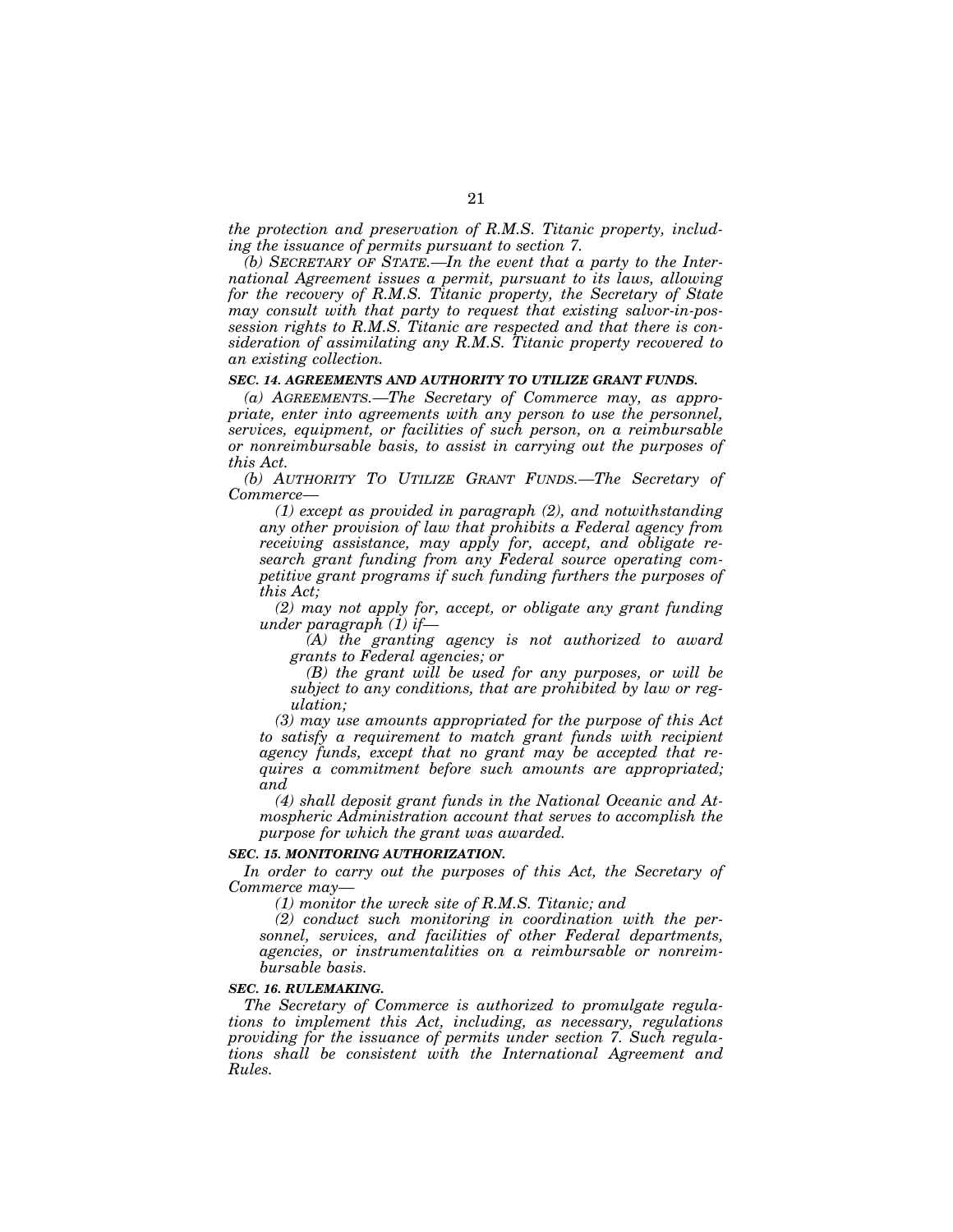*the protection and preservation of R.M.S. Titanic property, including the issuance of permits pursuant to section 7.*

*(b) SECRETARY OF STATE.—In the event that a party to the International Agreement issues a permit, pursuant to its laws, allowing for the recovery of R.M.S. Titanic property, the Secretary of State may consult with that party to request that existing salvor-in-possession rights to R.M.S. Titanic are respected and that there is consideration of assimilating any R.M.S. Titanic property recovered to an existing collection.*

***SEC. 14. AGREEMENTS AND AUTHORITY TO UTILIZE GRANT FUNDS.***

*(a) AGREEMENTS.—The Secretary of Commerce may, as appropriate, enter into agreements with any person to use the personnel, services, equipment, or facilities of such person, on a reimbursable or nonreimbursable basis, to assist in carrying out the purposes of this Act.*

*(b) AUTHORITY TO UTILIZE GRANT FUNDS.—The Secretary of Commerce—*

*(1) except as provided in paragraph (2), and notwithstanding any other provision of law that prohibits a Federal agency from receiving assistance, may apply for, accept, and obligate research grant funding from any Federal source operating competitive grant programs if such funding furthers the purposes of this Act;*

*(2) may not apply for, accept, or obligate any grant funding under paragraph (1) if—*

*(A) the granting agency is not authorized to award grants to Federal agencies; or*

*(B) the grant will be used for any purposes, or will be subject to any conditions, that are prohibited by law or regulation;*

*(3) may use amounts appropriated for the purpose of this Act to satisfy a requirement to match grant funds with recipient agency funds, except that no grant may be accepted that requires a commitment before such amounts are appropriated; and*

*(4) shall deposit grant funds in the National Oceanic and Atmospheric Administration account that serves to accomplish the purpose for which the grant was awarded.*

***SEC. 15. MONITORING AUTHORIZATION.***

*In order to carry out the purposes of this Act, the Secretary of Commerce may—*

*(1) monitor the wreck site of R.M.S. Titanic; and*

*(2) conduct such monitoring in coordination with the personnel, services, and facilities of other Federal departments, agencies, or instrumentalities on a reimbursable or nonreimbursable basis.*

***SEC. 16. RULEMAKING.***

*The Secretary of Commerce is authorized to promulgate regulations to implement this Act, including, as necessary, regulations providing for the issuance of permits under section 7. Such regulations shall be consistent with the International Agreement and Rules.*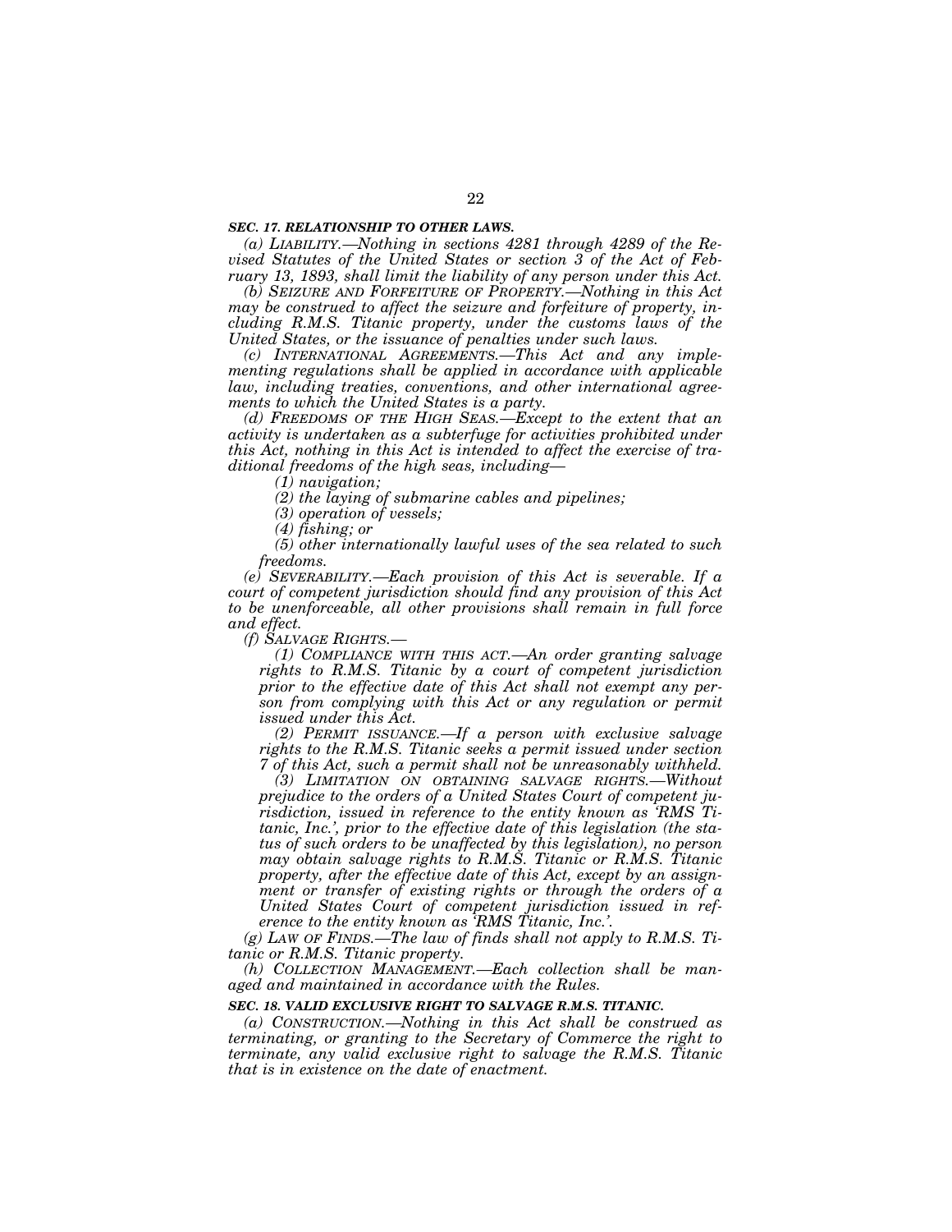***SEC. 17. RELATIONSHIP TO OTHER LAWS.***

*(a) LIABILITY.—Nothing in sections 4281 through 4289 of the Revised Statutes of the United States or section 3 of the Act of February 13, 1893, shall limit the liability of any person under this Act.*

*(b) SEIZURE AND FORFEITURE OF PROPERTY.—Nothing in this Act may be construed to affect the seizure and forfeiture of property, including R.M.S. Titanic property, under the customs laws of the United States, or the issuance of penalties under such laws.*

*(c) INTERNATIONAL AGREEMENTS.—This Act and any implementing regulations shall be applied in accordance with applicable law, including treaties, conventions, and other international agreements to which the United States is a party.*

*(d) FREEDOMS OF THE HIGH SEAS.—Except to the extent that an activity is undertaken as a subterfuge for activities prohibited under this Act, nothing in this Act is intended to affect the exercise of traditional freedoms of the high seas, including—*

*(1) navigation;*

*(2) the laying of submarine cables and pipelines;*

*(3) operation of vessels;*

*(4) fishing; or*

*(5) other internationally lawful uses of the sea related to such freedoms.*

*(e) SEVERABILITY.—Each provision of this Act is severable. If a court of competent jurisdiction should find any provision of this Act to be unenforceable, all other provisions shall remain in full force and effect.*

*(f) SALVAGE RIGHTS.—*

*(1) COMPLIANCE WITH THIS ACT.—An order granting salvage rights to R.M.S. Titanic by a court of competent jurisdiction prior to the effective date of this Act shall not exempt any person from complying with this Act or any regulation or permit issued under this Act.*

*(2) PERMIT ISSUANCE.—If a person with exclusive salvage rights to the R.M.S. Titanic seeks a permit issued under section 7 of this Act, such a permit shall not be unreasonably withheld.*

*(3) LIMITATION ON OBTAINING SALVAGE RIGHTS.—Without prejudice to the orders of a United States Court of competent jurisdiction, issued in reference to the entity known as 'RMS Titanic, Inc.', prior to the effective date of this legislation (the status of such orders to be unaffected by this legislation), no person may obtain salvage rights to R.M.S. Titanic or R.M.S. Titanic property, after the effective date of this Act, except by an assignment or transfer of existing rights or through the orders of a United States Court of competent jurisdiction issued in reference to the entity known as 'RMS Titanic, Inc.'.*

*(g) LAW OF FINDS.—The law of finds shall not apply to R.M.S. Titanic or R.M.S. Titanic property.*

*(h) COLLECTION MANAGEMENT.—Each collection shall be managed and maintained in accordance with the Rules.*

***SEC. 18. VALID EXCLUSIVE RIGHT TO SALVAGE R.M.S. TITANIC.***

*(a) CONSTRUCTION.—Nothing in this Act shall be construed as terminating, or granting to the Secretary of Commerce the right to terminate, any valid exclusive right to salvage the R.M.S. Titanic that is in existence on the date of enactment.*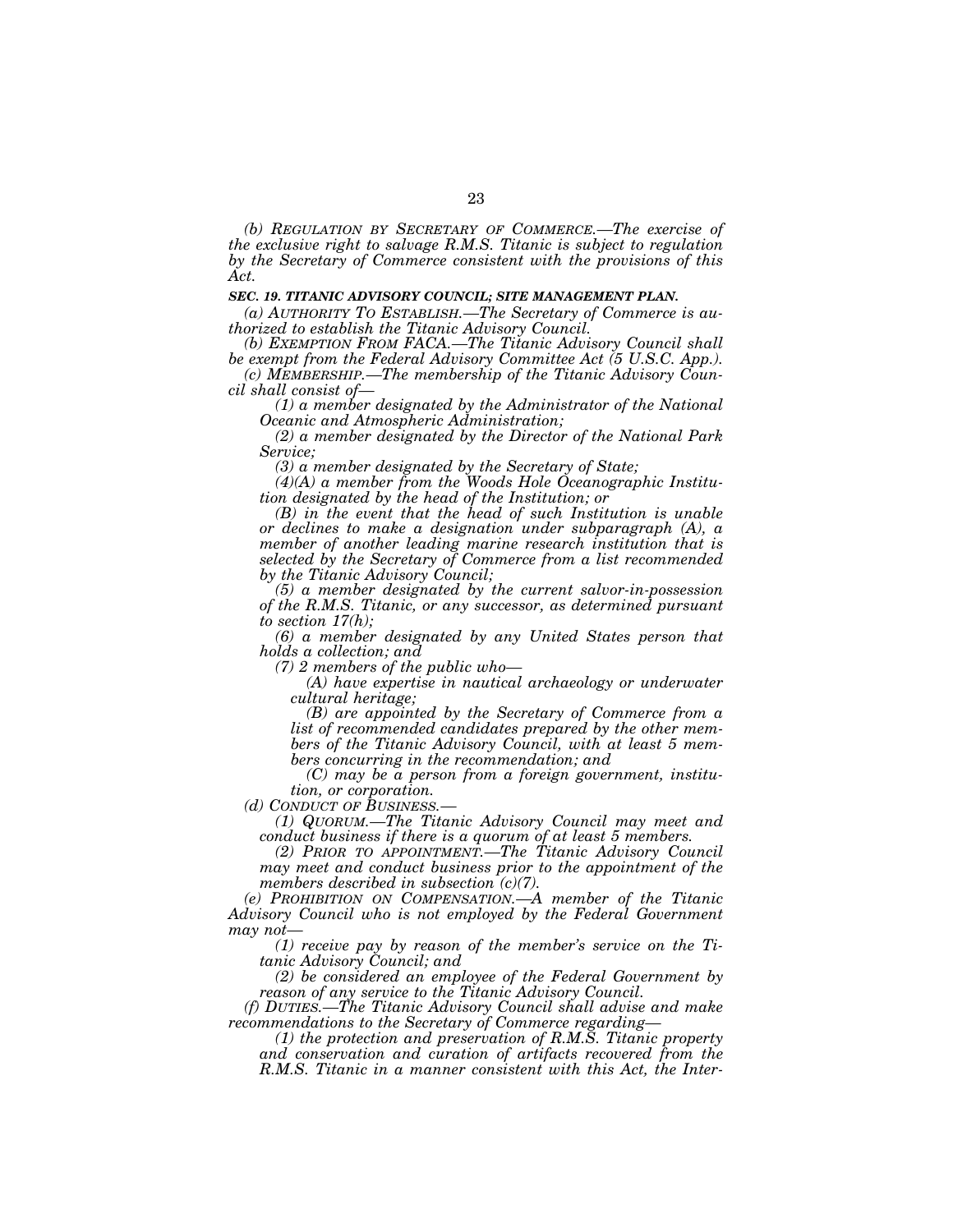*(b) REGULATION BY SECRETARY OF COMMERCE.—The exercise of the exclusive right to salvage R.M.S. Titanic is subject to regulation by the Secretary of Commerce consistent with the provisions of this Act.*

***SEC. 19. TITANIC ADVISORY COUNCIL; SITE MANAGEMENT PLAN.***

*(a) AUTHORITY TO ESTABLISH.—The Secretary of Commerce is authorized to establish the Titanic Advisory Council.*

*(b) EXEMPTION FROM FACA.—The Titanic Advisory Council shall be exempt from the Federal Advisory Committee Act (5 U.S.C. App.).*

*(c) MEMBERSHIP.—The membership of the Titanic Advisory Council shall consist of—*

*(1) a member designated by the Administrator of the National Oceanic and Atmospheric Administration;*

*(2) a member designated by the Director of the National Park Service;*

*(3) a member designated by the Secretary of State;*

*(4)(A) a member from the Woods Hole Oceanographic Institution designated by the head of the Institution; or*

*(B) in the event that the head of such Institution is unable or declines to make a designation under subparagraph (A), a member of another leading marine research institution that is selected by the Secretary of Commerce from a list recommended by the Titanic Advisory Council;*

*(5) a member designated by the current salvor-in-possession of the R.M.S. Titanic, or any successor, as determined pursuant to section 17(h);*

*(6) a member designated by any United States person that holds a collection; and*

*(7) 2 members of the public who—*

*(A) have expertise in nautical archaeology or underwater cultural heritage;*

*(B) are appointed by the Secretary of Commerce from a list of recommended candidates prepared by the other members of the Titanic Advisory Council, with at least 5 members concurring in the recommendation; and*

*(C) may be a person from a foreign government, institution, or corporation.*

*(d) CONDUCT OF BUSINESS.—*

*(1) QUORUM.—The Titanic Advisory Council may meet and conduct business if there is a quorum of at least 5 members.*

*(2) PRIOR TO APPOINTMENT.—The Titanic Advisory Council may meet and conduct business prior to the appointment of the members described in subsection (c)(7).*

*(e) PROHIBITION ON COMPENSATION.—A member of the Titanic Advisory Council who is not employed by the Federal Government may not—*

*(1) receive pay by reason of the member's service on the Titanic Advisory Council; and*

*(2) be considered an employee of the Federal Government by reason of any service to the Titanic Advisory Council.*

*(f) DUTIES.—The Titanic Advisory Council shall advise and make recommendations to the Secretary of Commerce regarding—*

*(1) the protection and preservation of R.M.S. Titanic property and conservation and curation of artifacts recovered from the R.M.S. Titanic in a manner consistent with this Act, the Inter-*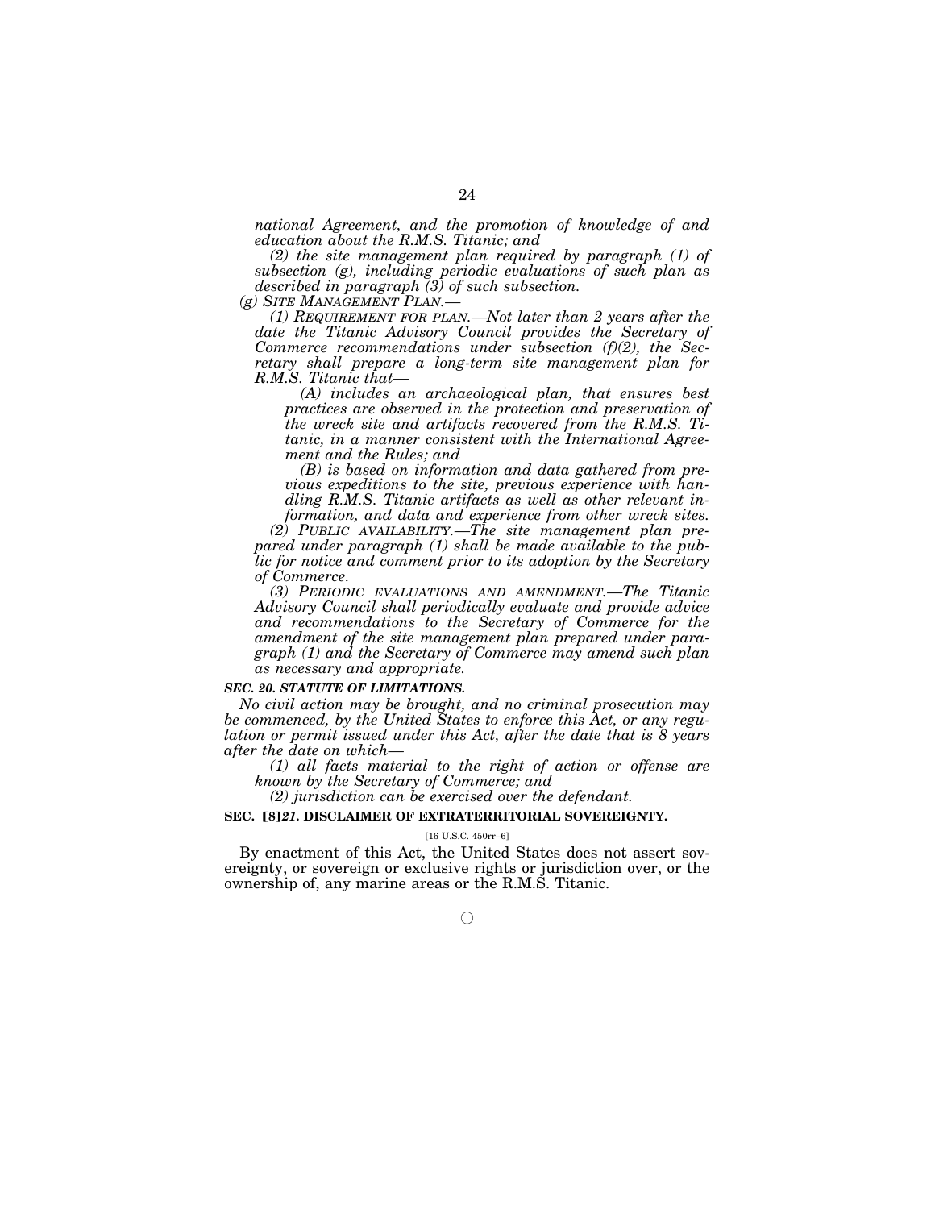*national Agreement, and the promotion of knowledge of and education about the R.M.S. Titanic; and*

*(2) the site management plan required by paragraph (1) of subsection (g), including periodic evaluations of such plan as described in paragraph (3) of such subsection.*

*(g) SITE MANAGEMENT PLAN.—*

*(1) REQUIREMENT FOR PLAN.—Not later than 2 years after the date the Titanic Advisory Council provides the Secretary of Commerce recommendations under subsection (f)(2), the Secretary shall prepare a long-term site management plan for R.M.S. Titanic that—*

*(A) includes an archaeological plan, that ensures best practices are observed in the protection and preservation of the wreck site and artifacts recovered from the R.M.S. Titanic, in a manner consistent with the International Agreement and the Rules; and*

*(B) is based on information and data gathered from previous expeditions to the site, previous experience with handling R.M.S. Titanic artifacts as well as other relevant information, and data and experience from other wreck sites.*

*(2) PUBLIC AVAILABILITY.—The site management plan prepared under paragraph (1) shall be made available to the public for notice and comment prior to its adoption by the Secretary of Commerce.*

*(3) PERIODIC EVALUATIONS AND AMENDMENT.—The Titanic Advisory Council shall periodically evaluate and provide advice and recommendations to the Secretary of Commerce for the amendment of the site management plan prepared under paragraph (1) and the Secretary of Commerce may amend such plan as necessary and appropriate.*

***SEC. 20. STATUTE OF LIMITATIONS.***

*No civil action may be brought, and no criminal prosecution may be commenced, by the United States to enforce this Act, or any regulation or permit issued under this Act, after the date that is 8 years after the date on which—*

*(1) all facts material to the right of action or offense are known by the Secretary of Commerce; and*

*(2) jurisdiction can be exercised over the defendant.*

**SEC. [8]*21*. DISCLAIMER OF EXTRATERRITORIAL SOVEREIGNTY.**

[16 U.S.C. 450rr–6]

By enactment of this Act, the United States does not assert sovereignty, or sovereign or exclusive rights or jurisdiction over, or the ownership of, any marine areas or the R.M.S. Titanic.